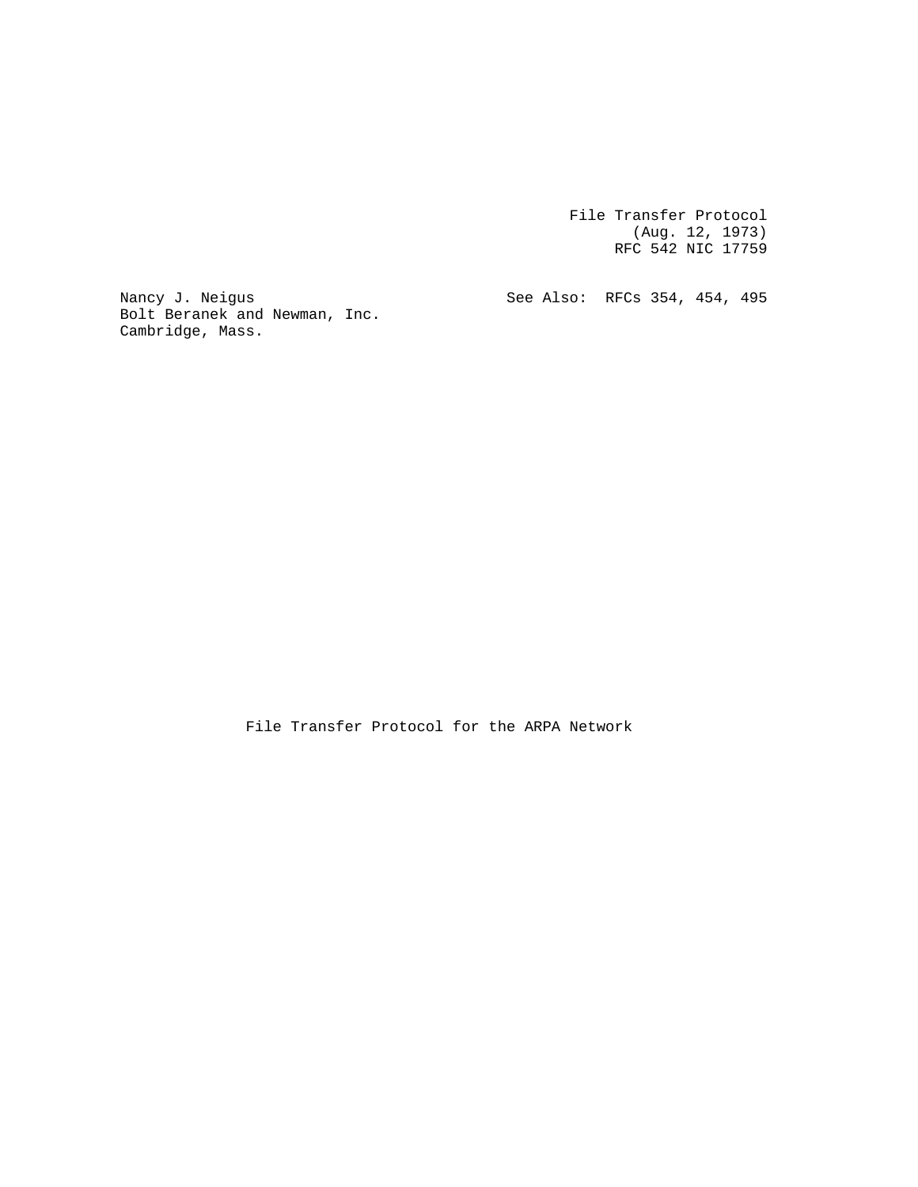File Transfer Protocol
(Aug. 12, 1973)
RFC 542 NIC 17759

Nancy J. Neigus
Bolt Beranek and Newman, Inc.
Cambridge, Mass.

See Also: RFCs 354, 454, 495

# File Transfer Protocol for the ARPA Network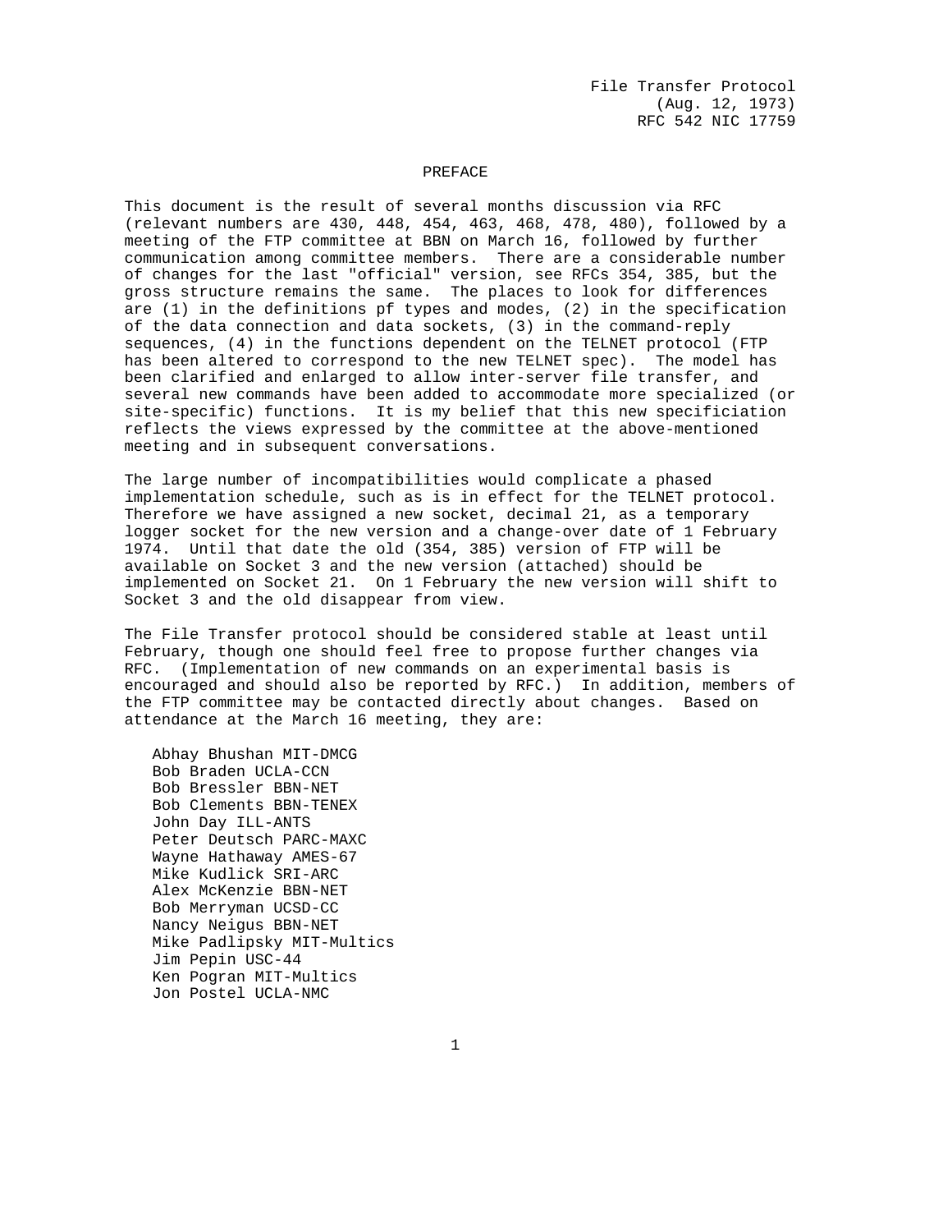File Transfer Protocol
(Aug. 12, 1973)
RFC 542 NIC 17759

# PREFACE

This document is the result of several months discussion via RFC (relevant numbers are 430, 448, 454, 463, 468, 478, 480), followed by a meeting of the FTP committee at BBN on March 16, followed by further communication among committee members. There are a considerable number of changes for the last "official" version, see RFCs 354, 385, but the gross structure remains the same. The places to look for differences are (1) in the definitions pf types and modes, (2) in the specification of the data connection and data sockets, (3) in the command-reply sequences, (4) in the functions dependent on the TELNET protocol (FTP has been altered to correspond to the new TELNET spec). The model has been clarified and enlarged to allow inter-server file transfer, and several new commands have been added to accommodate more specialized (or site-specific) functions. It is my belief that this new specificiation reflects the views expressed by the committee at the above-mentioned meeting and in subsequent conversations.

The large number of incompatibilities would complicate a phased implementation schedule, such as is in effect for the TELNET protocol. Therefore we have assigned a new socket, decimal 21, as a temporary logger socket for the new version and a change-over date of 1 February 1974. Until that date the old (354, 385) version of FTP will be available on Socket 3 and the new version (attached) should be implemented on Socket 21. On 1 February the new version will shift to Socket 3 and the old disappear from view.

The File Transfer protocol should be considered stable at least until February, though one should feel free to propose further changes via RFC. (Implementation of new commands on an experimental basis is encouraged and should also be reported by RFC.) In addition, members of the FTP committee may be contacted directly about changes. Based on attendance at the March 16 meeting, they are:

- Abhay Bhushan MIT-DMCG
- Bob Braden UCLA-CCN
- Bob Bressler BBN-NET
- Bob Clements BBN-TENEX
- John Day ILL-ANTS
- Peter Deutsch PARC-MAXC
- Wayne Hathaway AMES-67
- Mike Kudlick SRI-ARC
- Alex McKenzie BBN-NET
- Bob Merryman UCSD-CC
- Nancy Neigus BBN-NET
- Mike Padlipsky MIT-Multics
- Jim Pepin USC-44
- Ken Pogran MIT-Multics
- Jon Postel UCLA-NMC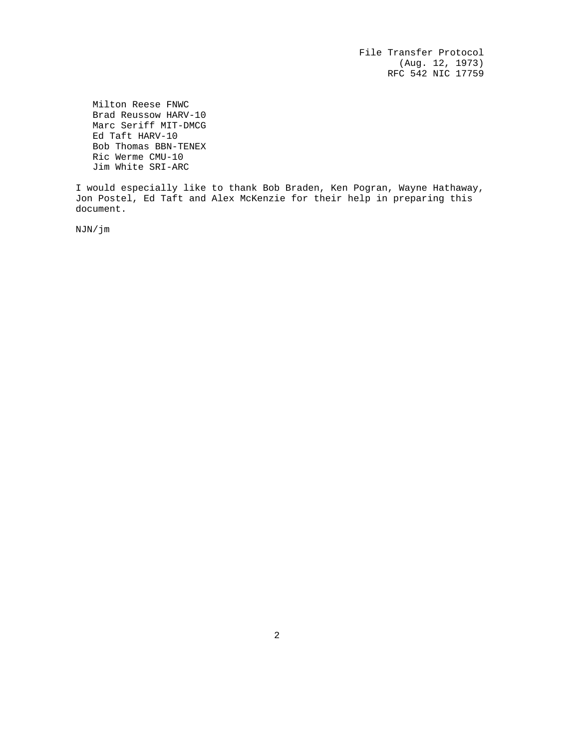Milton Reese FNWC
Brad Reussow HARV-10
Marc Seriff MIT-DMCG
Ed Taft HARV-10
Bob Thomas BBN-TENEX
Ric Werme CMU-10
Jim White SRI-ARC

I would especially like to thank Bob Braden, Ken Pogran, Wayne Hathaway, Jon Postel, Ed Taft and Alex McKenzie for their help in preparing this document.

NJN/jm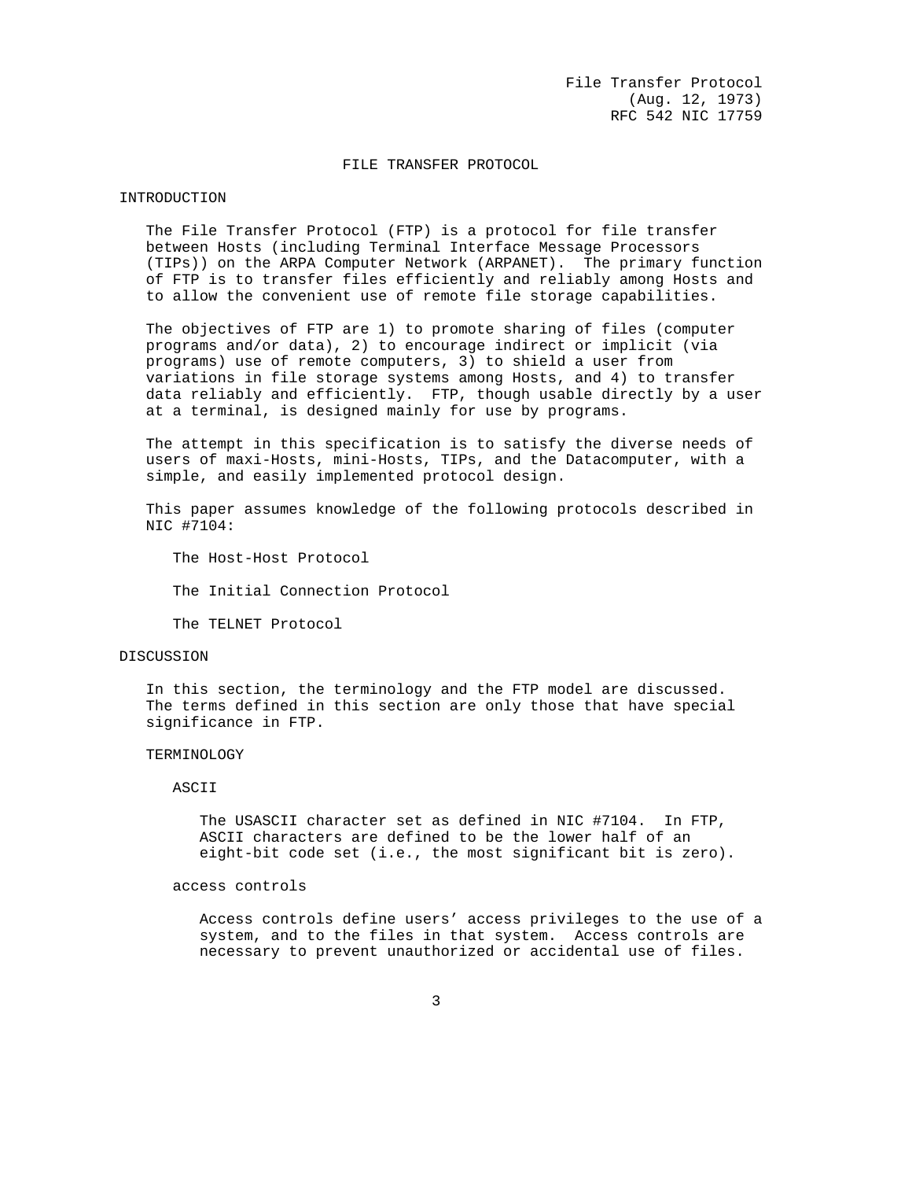File Transfer Protocol
(Aug. 12, 1973)
RFC 542 NIC 17759

# FILE TRANSFER PROTOCOL

## INTRODUCTION

The File Transfer Protocol (FTP) is a protocol for file transfer between Hosts (including Terminal Interface Message Processors (TIPs)) on the ARPA Computer Network (ARPANET). The primary function of FTP is to transfer files efficiently and reliably among Hosts and to allow the convenient use of remote file storage capabilities.

The objectives of FTP are 1) to promote sharing of files (computer programs and/or data), 2) to encourage indirect or implicit (via programs) use of remote computers, 3) to shield a user from variations in file storage systems among Hosts, and 4) to transfer data reliably and efficiently. FTP, though usable directly by a user at a terminal, is designed mainly for use by programs.

The attempt in this specification is to satisfy the diverse needs of users of maxi-Hosts, mini-Hosts, TIPs, and the Datacomputer, with a simple, and easily implemented protocol design.

This paper assumes knowledge of the following protocols described in NIC #7104:

- The Host-Host Protocol
- The Initial Connection Protocol
- The TELNET Protocol

## DISCUSSION

In this section, the terminology and the FTP model are discussed. The terms defined in this section are only those that have special significance in FTP.

### TERMINOLOGY

#### ASCII

The USASCII character set as defined in NIC #7104. In FTP, ASCII characters are defined to be the lower half of an eight-bit code set (i.e., the most significant bit is zero).

#### access controls

Access controls define users' access privileges to the use of a system, and to the files in that system. Access controls are necessary to prevent unauthorized or accidental use of files.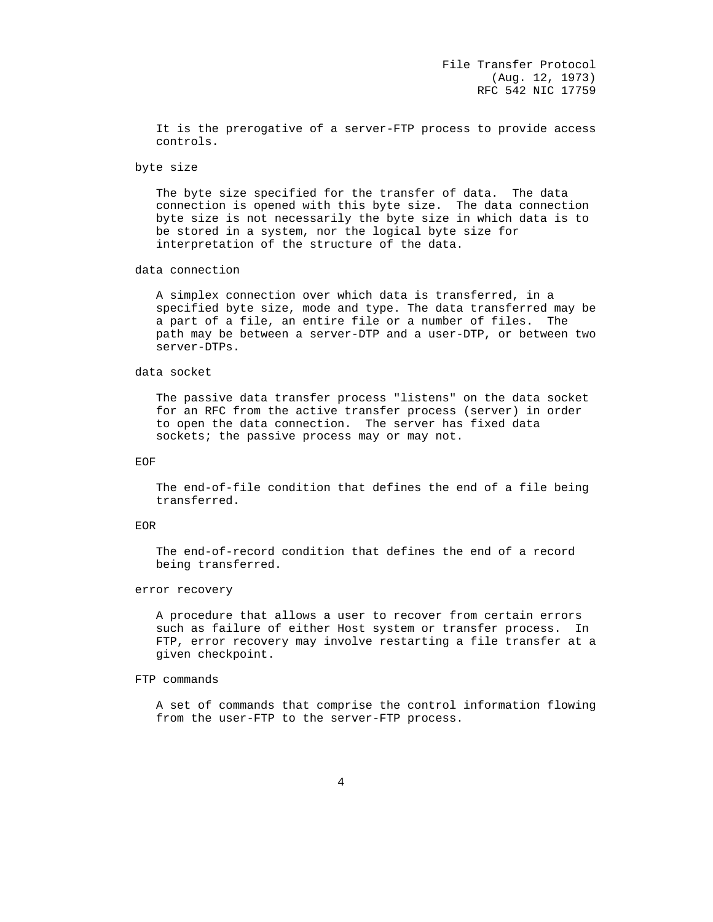It is the prerogative of a server-FTP process to provide access controls.

byte size

The byte size specified for the transfer of data. The data connection is opened with this byte size. The data connection byte size is not necessarily the byte size in which data is to be stored in a system, nor the logical byte size for interpretation of the structure of the data.

data connection

A simplex connection over which data is transferred, in a specified byte size, mode and type. The data transferred may be a part of a file, an entire file or a number of files. The path may be between a server-DTP and a user-DTP, or between two server-DTPs.

data socket

The passive data transfer process "listens" on the data socket for an RFC from the active transfer process (server) in order to open the data connection. The server has fixed data sockets; the passive process may or may not.

EOF

The end-of-file condition that defines the end of a file being transferred.

EOR

The end-of-record condition that defines the end of a record being transferred.

error recovery

A procedure that allows a user to recover from certain errors such as failure of either Host system or transfer process. In FTP, error recovery may involve restarting a file transfer at a given checkpoint.

FTP commands

A set of commands that comprise the control information flowing from the user-FTP to the server-FTP process.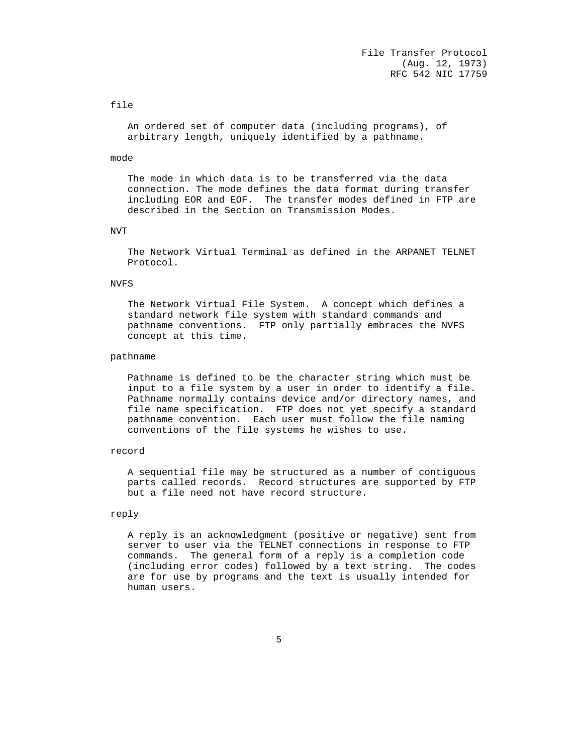file

An ordered set of computer data (including programs), of arbitrary length, uniquely identified by a pathname.

mode

The mode in which data is to be transferred via the data connection. The mode defines the data format during transfer including EOR and EOF. The transfer modes defined in FTP are described in the Section on Transmission Modes.

NVT

The Network Virtual Terminal as defined in the ARPANET TELNET Protocol.

NVFS

The Network Virtual File System. A concept which defines a standard network file system with standard commands and pathname conventions. FTP only partially embraces the NVFS concept at this time.

pathname

Pathname is defined to be the character string which must be input to a file system by a user in order to identify a file. Pathname normally contains device and/or directory names, and file name specification. FTP does not yet specify a standard pathname convention. Each user must follow the file naming conventions of the file systems he wishes to use.

record

A sequential file may be structured as a number of contiguous parts called records. Record structures are supported by FTP but a file need not have record structure.

reply

A reply is an acknowledgment (positive or negative) sent from server to user via the TELNET connections in response to FTP commands. The general form of a reply is a completion code (including error codes) followed by a text string. The codes are for use by programs and the text is usually intended for human users.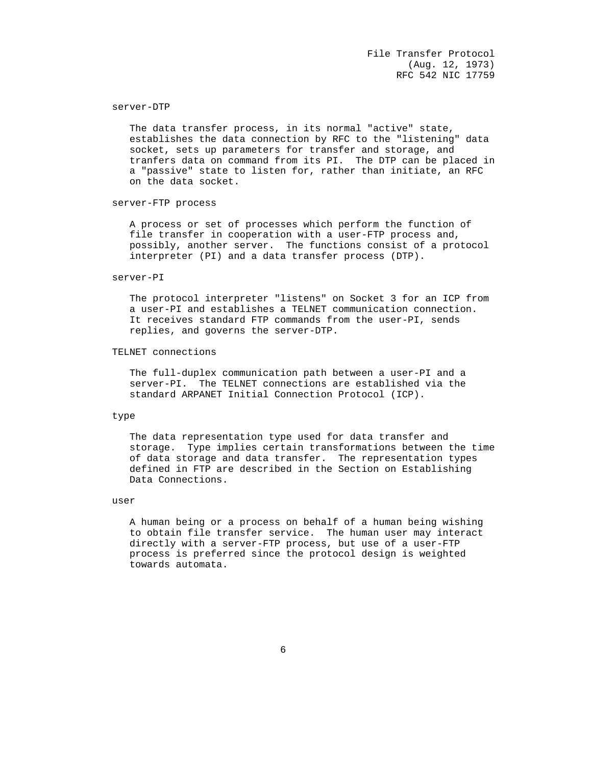server-DTP

The data transfer process, in its normal "active" state, establishes the data connection by RFC to the "listening" data socket, sets up parameters for transfer and storage, and tranfers data on command from its PI. The DTP can be placed in a "passive" state to listen for, rather than initiate, an RFC on the data socket.

server-FTP process

A process or set of processes which perform the function of file transfer in cooperation with a user-FTP process and, possibly, another server. The functions consist of a protocol interpreter (PI) and a data transfer process (DTP).

server-PI

The protocol interpreter "listens" on Socket 3 for an ICP from a user-PI and establishes a TELNET communication connection. It receives standard FTP commands from the user-PI, sends replies, and governs the server-DTP.

TELNET connections

The full-duplex communication path between a user-PI and a server-PI. The TELNET connections are established via the standard ARPANET Initial Connection Protocol (ICP).

type

The data representation type used for data transfer and storage. Type implies certain transformations between the time of data storage and data transfer. The representation types defined in FTP are described in the Section on Establishing Data Connections.

user

A human being or a process on behalf of a human being wishing to obtain file transfer service. The human user may interact directly with a server-FTP process, but use of a user-FTP process is preferred since the protocol design is weighted towards automata.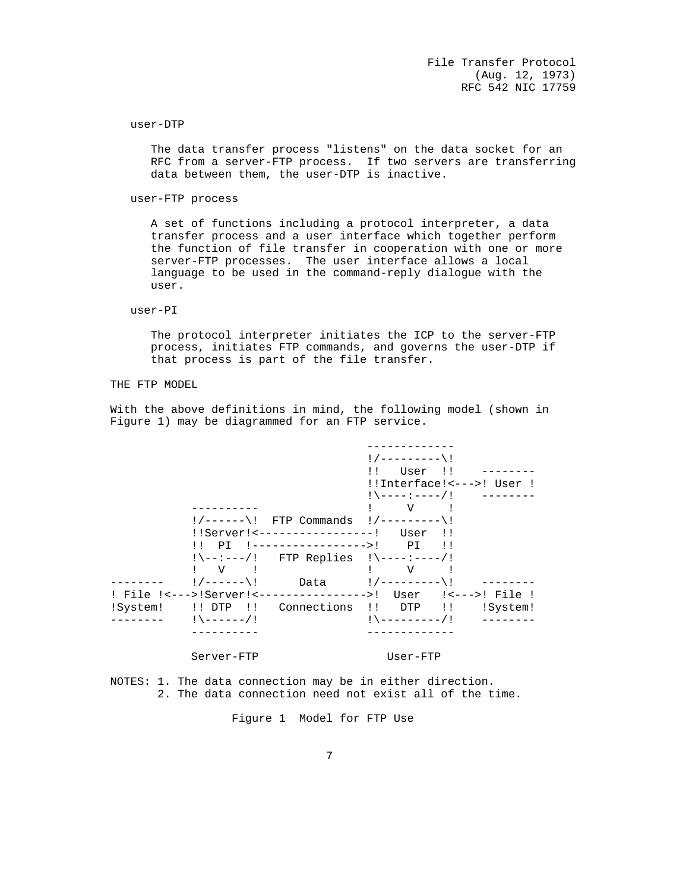user-DTP

The data transfer process "listens" on the data socket for an RFC from a server-FTP process. If two servers are transferring data between them, the user-DTP is inactive.

user-FTP process

A set of functions including a protocol interpreter, a data transfer process and a user interface which together perform the function of file transfer in cooperation with one or more server-FTP processes. The user interface allows a local language to be used in the command-reply dialogue with the user.

user-PI

The protocol interpreter initiates the ICP to the server-FTP process, initiates FTP commands, and governs the user-DTP if that process is part of the file transfer.

## THE FTP MODEL

With the above definitions in mind, the following model (shown in Figure 1) may be diagrammed for an FTP service.

```
                                  -------------
                                  !/---------\!
                                  !!   User  !!    --------
                                  !!Interface!<--->! User !
                                  !\----:----/!    --------
            ----------            !     V     !
            !/------\!  FTP Commands  !/---------\!
            !!Server!<-----------------!   User  !!
            !!  PI  !----------------->!    PI   !!
            !\--:---/!   FTP Replies  !\----:----/!
            !   V    !                !     V     !
--------    !/------\!      Data      !/---------\!    --------
! File !<--->!Server!<---------------->!  User   !<--->! File !
!System!    !! DTP  !!   Connections  !!   DTP   !!    !System!
--------    !\------/!                !\---------/!    --------
            ----------                -------------

            Server-FTP                   User-FTP

NOTES: 1. The data connection may be in either direction.
       2. The data connection need not exist all of the time.
```

Figure 1 Model for FTP Use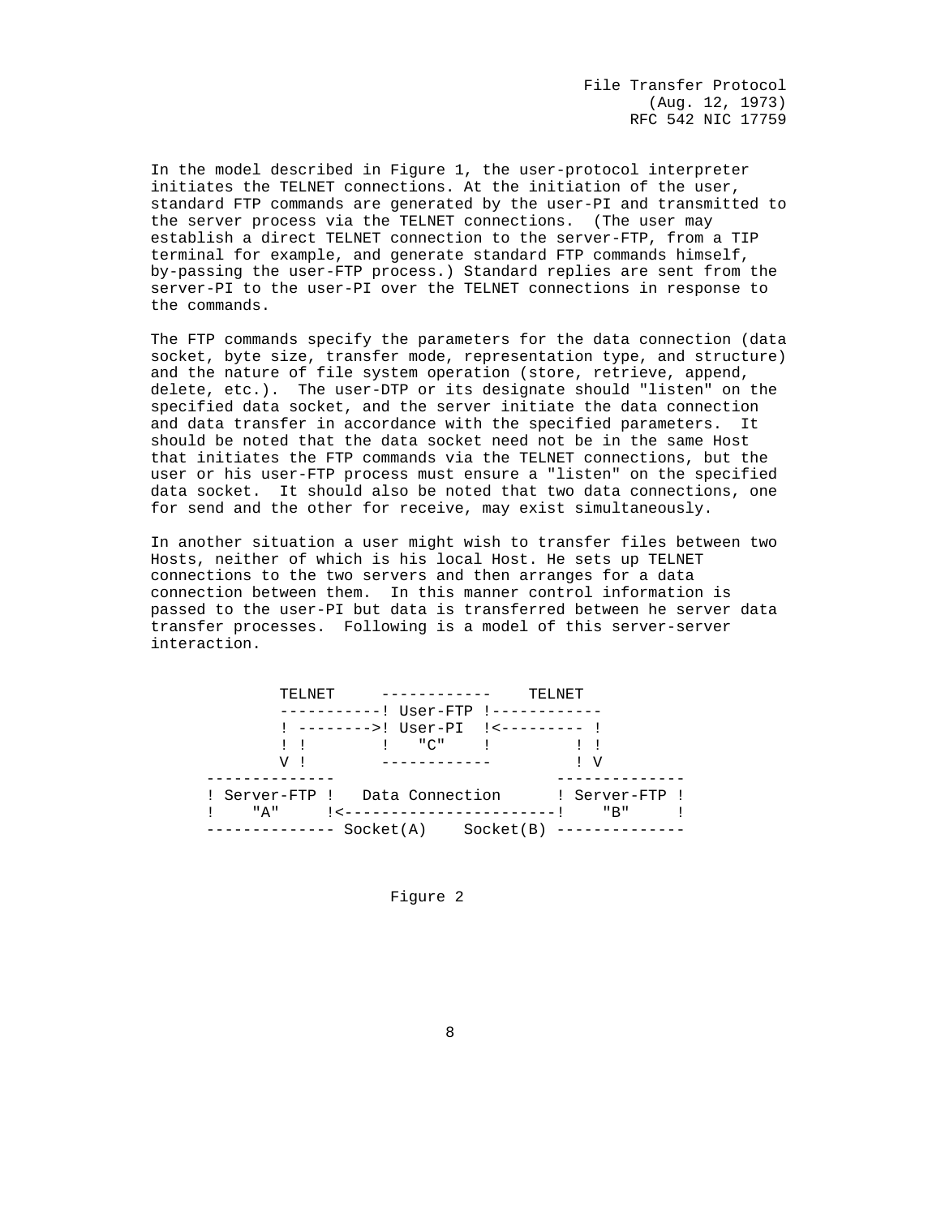In the model described in Figure 1, the user-protocol interpreter initiates the TELNET connections. At the initiation of the user, standard FTP commands are generated by the user-PI and transmitted to the server process via the TELNET connections. (The user may establish a direct TELNET connection to the server-FTP, from a TIP terminal for example, and generate standard FTP commands himself, by-passing the user-FTP process.) Standard replies are sent from the server-PI to the user-PI over the TELNET connections in response to the commands.

The FTP commands specify the parameters for the data connection (data socket, byte size, transfer mode, representation type, and structure) and the nature of file system operation (store, retrieve, append, delete, etc.). The user-DTP or its designate should "listen" on the specified data socket, and the server initiate the data connection and data transfer in accordance with the specified parameters. It should be noted that the data socket need not be in the same Host that initiates the FTP commands via the TELNET connections, but the user or his user-FTP process must ensure a "listen" on the specified data socket. It should also be noted that two data connections, one for send and the other for receive, may exist simultaneously.

In another situation a user might wish to transfer files between two Hosts, neither of which is his local Host. He sets up TELNET connections to the two servers and then arranges for a data connection between them. In this manner control information is passed to the user-PI but data is transferred between he server data transfer processes. Following is a model of this server-server interaction.

```
             TELNET     ------------    TELNET
             -----------! User-FTP !------------
             ! -------->! User-PI  !<--------- !
             ! !        !   "C"    !         ! !
             V !        ------------         ! V
      --------------                        --------------
      ! Server-FTP !   Data Connection      ! Server-FTP !
      !    "A"     !<-----------------------!    "B"     !
      -------------- Socket(A)    Socket(B) --------------
```

Figure 2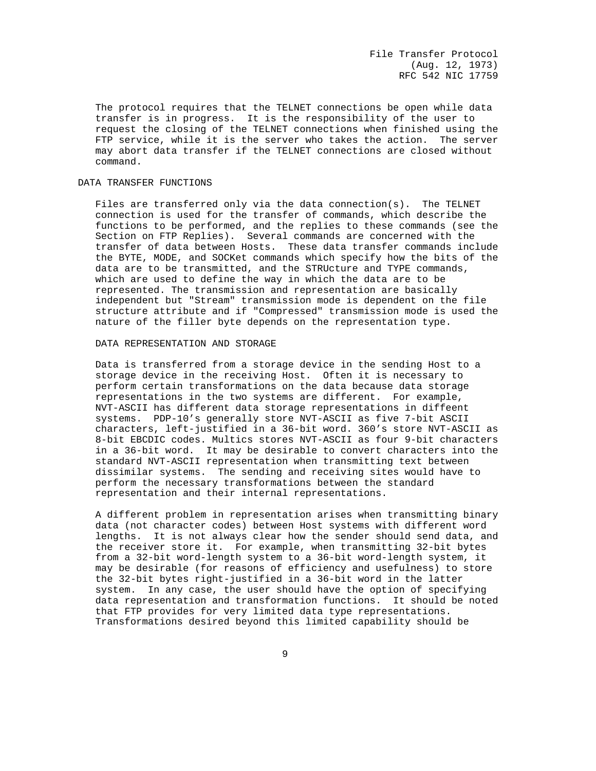The protocol requires that the TELNET connections be open while data transfer is in progress. It is the responsibility of the user to request the closing of the TELNET connections when finished using the FTP service, while it is the server who takes the action. The server may abort data transfer if the TELNET connections are closed without command.

## DATA TRANSFER FUNCTIONS

Files are transferred only via the data connection(s). The TELNET connection is used for the transfer of commands, which describe the functions to be performed, and the replies to these commands (see the Section on FTP Replies). Several commands are concerned with the transfer of data between Hosts. These data transfer commands include the BYTE, MODE, and SOCKet commands which specify how the bits of the data are to be transmitted, and the STRUcture and TYPE commands, which are used to define the way in which the data are to be represented. The transmission and representation are basically independent but "Stream" transmission mode is dependent on the file structure attribute and if "Compressed" transmission mode is used the nature of the filler byte depends on the representation type.

### DATA REPRESENTATION AND STORAGE

Data is transferred from a storage device in the sending Host to a storage device in the receiving Host. Often it is necessary to perform certain transformations on the data because data storage representations in the two systems are different. For example, NVT-ASCII has different data storage representations in different systems. PDP-10's generally store NVT-ASCII as five 7-bit ASCII characters, left-justified in a 36-bit word. 360's store NVT-ASCII as 8-bit EBCDIC codes. Multics stores NVT-ASCII as four 9-bit characters in a 36-bit word. It may be desirable to convert characters into the standard NVT-ASCII representation when transmitting text between dissimilar systems. The sending and receiving sites would have to perform the necessary transformations between the standard representation and their internal representations.

A different problem in representation arises when transmitting binary data (not character codes) between Host systems with different word lengths. It is not always clear how the sender should send data, and the receiver store it. For example, when transmitting 32-bit bytes from a 32-bit word-length system to a 36-bit word-length system, it may be desirable (for reasons of efficiency and usefulness) to store the 32-bit bytes right-justified in a 36-bit word in the latter system. In any case, the user should have the option of specifying data representation and transformation functions. It should be noted that FTP provides for very limited data type representations. Transformations desired beyond this limited capability should be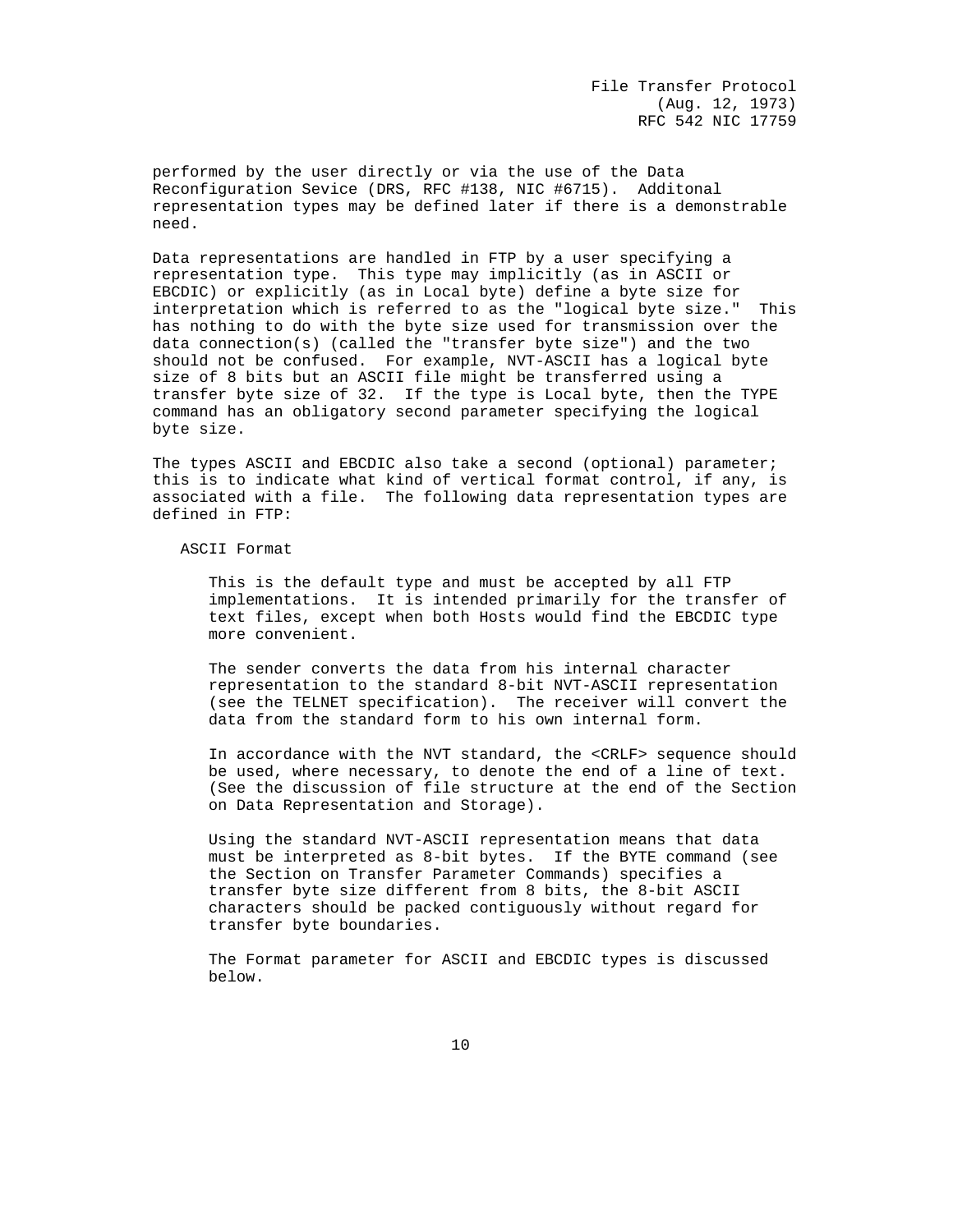performed by the user directly or via the use of the Data Reconfiguration Sevice (DRS, RFC #138, NIC #6715). Additonal representation types may be defined later if there is a demonstrable need.

Data representations are handled in FTP by a user specifying a representation type. This type may implicitly (as in ASCII or EBCDIC) or explicitly (as in Local byte) define a byte size for interpretation which is referred to as the "logical byte size." This has nothing to do with the byte size used for transmission over the data connection(s) (called the "transfer byte size") and the two should not be confused. For example, NVT-ASCII has a logical byte size of 8 bits but an ASCII file might be transferred using a transfer byte size of 32. If the type is Local byte, then the TYPE command has an obligatory second parameter specifying the logical byte size.

The types ASCII and EBCDIC also take a second (optional) parameter; this is to indicate what kind of vertical format control, if any, is associated with a file. The following data representation types are defined in FTP:

### ASCII Format

This is the default type and must be accepted by all FTP implementations. It is intended primarily for the transfer of text files, except when both Hosts would find the EBCDIC type more convenient.

The sender converts the data from his internal character representation to the standard 8-bit NVT-ASCII representation (see the TELNET specification). The receiver will convert the data from the standard form to his own internal form.

In accordance with the NVT standard, the <CRLF> sequence should be used, where necessary, to denote the end of a line of text. (See the discussion of file structure at the end of the Section on Data Representation and Storage).

Using the standard NVT-ASCII representation means that data must be interpreted as 8-bit bytes. If the BYTE command (see the Section on Transfer Parameter Commands) specifies a transfer byte size different from 8 bits, the 8-bit ASCII characters should be packed contiguously without regard for transfer byte boundaries.

The Format parameter for ASCII and EBCDIC types is discussed below.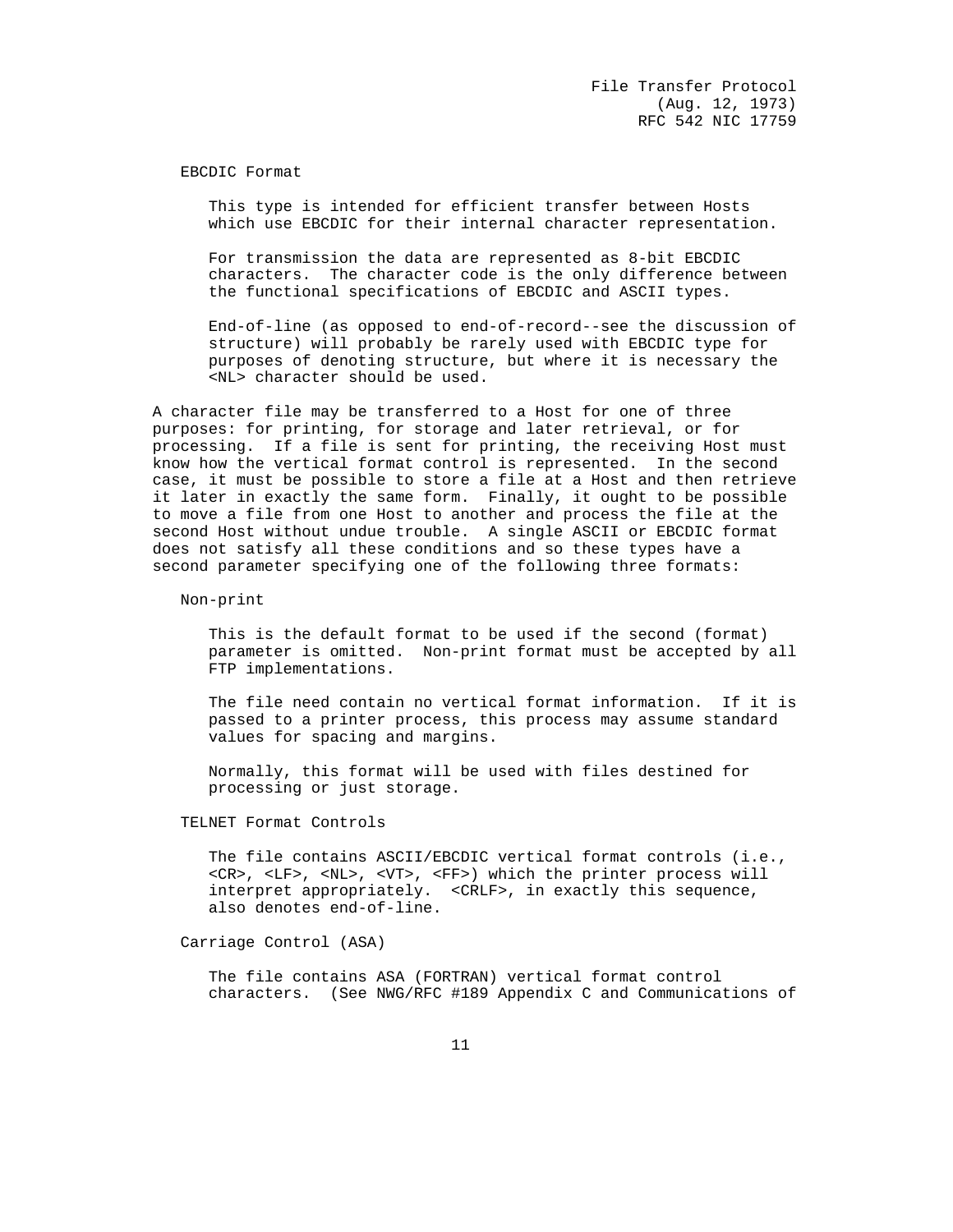EBCDIC Format

This type is intended for efficient transfer between Hosts which use EBCDIC for their internal character representation.

For transmission the data are represented as 8-bit EBCDIC characters. The character code is the only difference between the functional specifications of EBCDIC and ASCII types.

End-of-line (as opposed to end-of-record--see the discussion of structure) will probably be rarely used with EBCDIC type for purposes of denoting structure, but where it is necessary the <NL> character should be used.

A character file may be transferred to a Host for one of three purposes: for printing, for storage and later retrieval, or for processing. If a file is sent for printing, the receiving Host must know how the vertical format control is represented. In the second case, it must be possible to store a file at a Host and then retrieve it later in exactly the same form. Finally, it ought to be possible to move a file from one Host to another and process the file at the second Host without undue trouble. A single ASCII or EBCDIC format does not satisfy all these conditions and so these types have a second parameter specifying one of the following three formats:

Non-print

This is the default format to be used if the second (format) parameter is omitted. Non-print format must be accepted by all FTP implementations.

The file need contain no vertical format information. If it is passed to a printer process, this process may assume standard values for spacing and margins.

Normally, this format will be used with files destined for processing or just storage.

TELNET Format Controls

The file contains ASCII/EBCDIC vertical format controls (i.e., <CR>, <LF>, <NL>, <VT>, <FF>) which the printer process will interpret appropriately. <CRLF>, in exactly this sequence, also denotes end-of-line.

Carriage Control (ASA)

The file contains ASA (FORTRAN) vertical format control characters. (See NWG/RFC #189 Appendix C and Communications of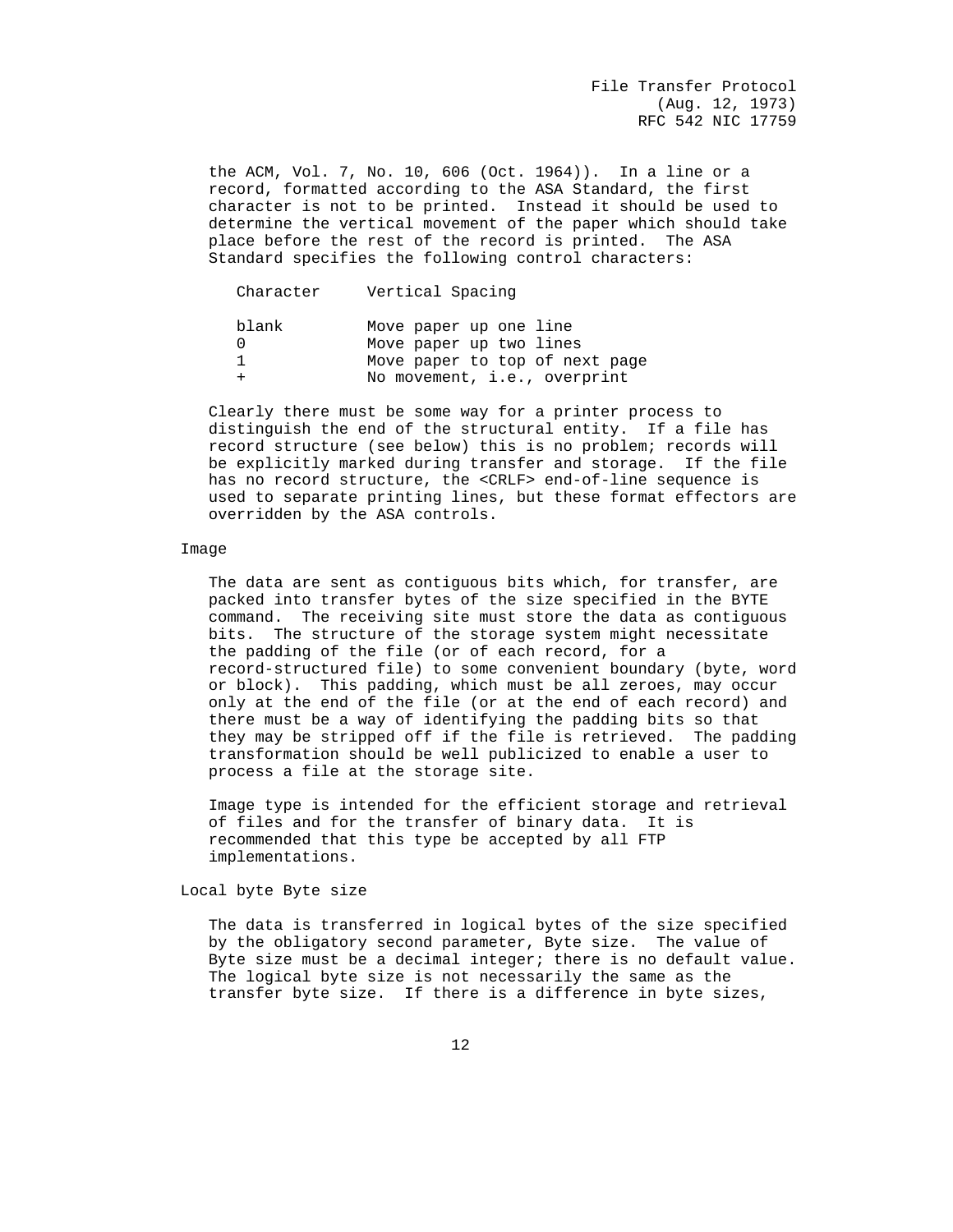the ACM, Vol. 7, No. 10, 606 (Oct. 1964)). In a line or a record, formatted according to the ASA Standard, the first character is not to be printed. Instead it should be used to determine the vertical movement of the paper which should take place before the rest of the record is printed. The ASA Standard specifies the following control characters:

| Character | Vertical Spacing |
|---|---|
| blank | Move paper up one line |
| 0 | Move paper up two lines |
| 1 | Move paper to top of next page |
| + | No movement, i.e., overprint |

Clearly there must be some way for a printer process to distinguish the end of the structural entity. If a file has record structure (see below) this is no problem; records will be explicitly marked during transfer and storage. If the file has no record structure, the <CRLF> end-of-line sequence is used to separate printing lines, but these format effectors are overridden by the ASA controls.

Image

The data are sent as contiguous bits which, for transfer, are packed into transfer bytes of the size specified in the BYTE command. The receiving site must store the data as contiguous bits. The structure of the storage system might necessitate the padding of the file (or of each record, for a record-structured file) to some convenient boundary (byte, word or block). This padding, which must be all zeroes, may occur only at the end of the file (or at the end of each record) and there must be a way of identifying the padding bits so that they may be stripped off if the file is retrieved. The padding transformation should be well publicized to enable a user to process a file at the storage site.

Image type is intended for the efficient storage and retrieval of files and for the transfer of binary data. It is recommended that this type be accepted by all FTP implementations.

Local byte Byte size

The data is transferred in logical bytes of the size specified by the obligatory second parameter, Byte size. The value of Byte size must be a decimal integer; there is no default value. The logical byte size is not necessarily the same as the transfer byte size. If there is a difference in byte sizes,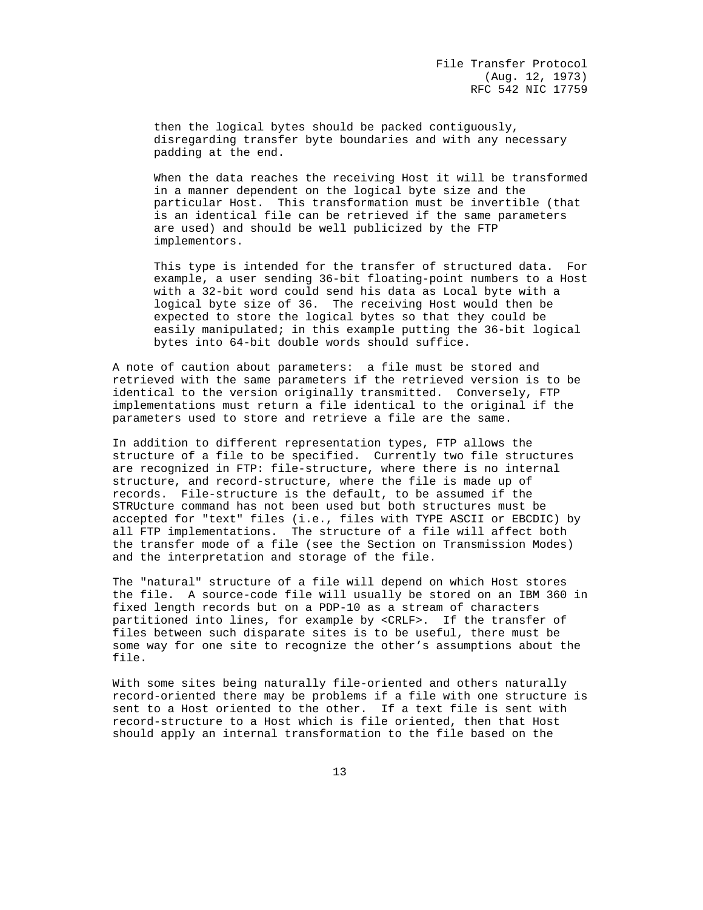then the logical bytes should be packed contiguously, disregarding transfer byte boundaries and with any necessary padding at the end.

When the data reaches the receiving Host it will be transformed in a manner dependent on the logical byte size and the particular Host. This transformation must be invertible (that is an identical file can be retrieved if the same parameters are used) and should be well publicized by the FTP implementors.

This type is intended for the transfer of structured data. For example, a user sending 36-bit floating-point numbers to a Host with a 32-bit word could send his data as Local byte with a logical byte size of 36. The receiving Host would then be expected to store the logical bytes so that they could be easily manipulated; in this example putting the 36-bit logical bytes into 64-bit double words should suffice.

A note of caution about parameters: a file must be stored and retrieved with the same parameters if the retrieved version is to be identical to the version originally transmitted. Conversely, FTP implementations must return a file identical to the original if the parameters used to store and retrieve a file are the same.

In addition to different representation types, FTP allows the structure of a file to be specified. Currently two file structures are recognized in FTP: file-structure, where there is no internal structure, and record-structure, where the file is made up of records. File-structure is the default, to be assumed if the STRUcture command has not been used but both structures must be accepted for "text" files (i.e., files with TYPE ASCII or EBCDIC) by all FTP implementations. The structure of a file will affect both the transfer mode of a file (see the Section on Transmission Modes) and the interpretation and storage of the file.

The "natural" structure of a file will depend on which Host stores the file. A source-code file will usually be stored on an IBM 360 in fixed length records but on a PDP-10 as a stream of characters partitioned into lines, for example by <CRLF>. If the transfer of files between such disparate sites is to be useful, there must be some way for one site to recognize the other's assumptions about the file.

With some sites being naturally file-oriented and others naturally record-oriented there may be problems if a file with one structure is sent to a Host oriented to the other. If a text file is sent with record-structure to a Host which is file oriented, then that Host should apply an internal transformation to the file based on the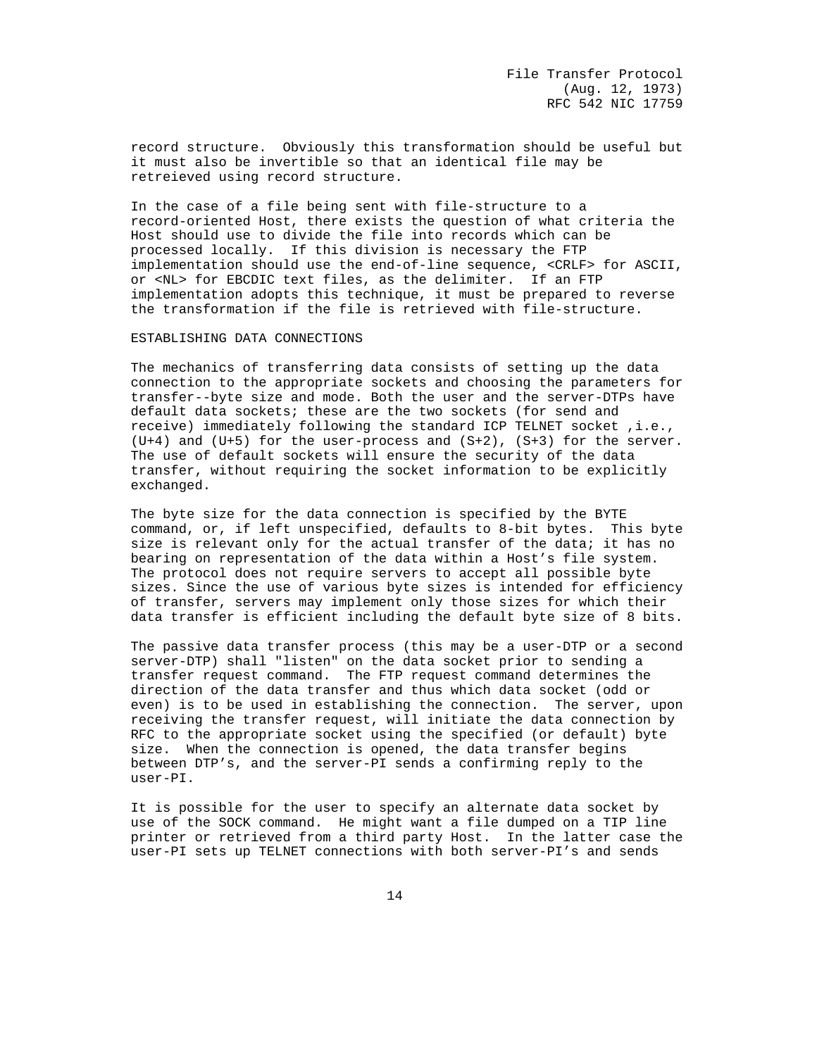record structure. Obviously this transformation should be useful but it must also be invertible so that an identical file may be retreieved using record structure.

In the case of a file being sent with file-structure to a record-oriented Host, there exists the question of what criteria the Host should use to divide the file into records which can be processed locally. If this division is necessary the FTP implementation should use the end-of-line sequence, <CRLF> for ASCII, or <NL> for EBCDIC text files, as the delimiter. If an FTP implementation adopts this technique, it must be prepared to reverse the transformation if the file is retrieved with file-structure.

## ESTABLISHING DATA CONNECTIONS

The mechanics of transferring data consists of setting up the data connection to the appropriate sockets and choosing the parameters for transfer--byte size and mode. Both the user and the server-DTPs have default data sockets; these are the two sockets (for send and receive) immediately following the standard ICP TELNET socket ,i.e., (U+4) and (U+5) for the user-process and (S+2), (S+3) for the server. The use of default sockets will ensure the security of the data transfer, without requiring the socket information to be explicitly exchanged.

The byte size for the data connection is specified by the BYTE command, or, if left unspecified, defaults to 8-bit bytes. This byte size is relevant only for the actual transfer of the data; it has no bearing on representation of the data within a Host's file system. The protocol does not require servers to accept all possible byte sizes. Since the use of various byte sizes is intended for efficiency of transfer, servers may implement only those sizes for which their data transfer is efficient including the default byte size of 8 bits.

The passive data transfer process (this may be a user-DTP or a second server-DTP) shall "listen" on the data socket prior to sending a transfer request command. The FTP request command determines the direction of the data transfer and thus which data socket (odd or even) is to be used in establishing the connection. The server, upon receiving the transfer request, will initiate the data connection by RFC to the appropriate socket using the specified (or default) byte size. When the connection is opened, the data transfer begins between DTP's, and the server-PI sends a confirming reply to the user-PI.

It is possible for the user to specify an alternate data socket by use of the SOCK command. He might want a file dumped on a TIP line printer or retrieved from a third party Host. In the latter case the user-PI sets up TELNET connections with both server-PI's and sends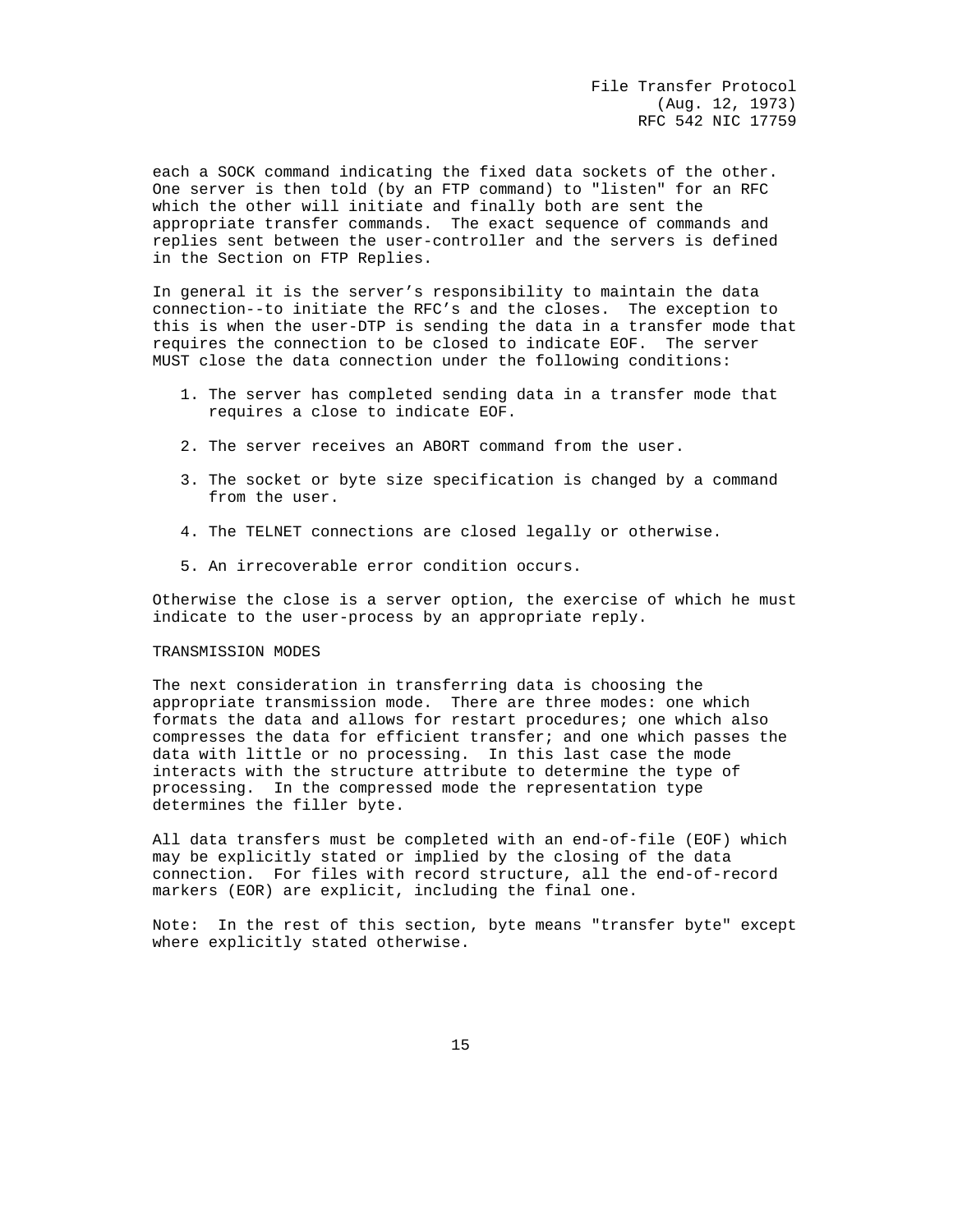each a SOCK command indicating the fixed data sockets of the other. One server is then told (by an FTP command) to "listen" for an RFC which the other will initiate and finally both are sent the appropriate transfer commands. The exact sequence of commands and replies sent between the user-controller and the servers is defined in the Section on FTP Replies.

In general it is the server's responsibility to maintain the data connection--to initiate the RFC's and the closes. The exception to this is when the user-DTP is sending the data in a transfer mode that requires the connection to be closed to indicate EOF. The server MUST close the data connection under the following conditions:

1. The server has completed sending data in a transfer mode that requires a close to indicate EOF.

2. The server receives an ABORT command from the user.

3. The socket or byte size specification is changed by a command from the user.

4. The TELNET connections are closed legally or otherwise.

5. An irrecoverable error condition occurs.

Otherwise the close is a server option, the exercise of which he must indicate to the user-process by an appropriate reply.

## TRANSMISSION MODES

The next consideration in transferring data is choosing the appropriate transmission mode. There are three modes: one which formats the data and allows for restart procedures; one which also compresses the data for efficient transfer; and one which passes the data with little or no processing. In this last case the mode interacts with the structure attribute to determine the type of processing. In the compressed mode the representation type determines the filler byte.

All data transfers must be completed with an end-of-file (EOF) which may be explicitly stated or implied by the closing of the data connection. For files with record structure, all the end-of-record markers (EOR) are explicit, including the final one.

Note: In the rest of this section, byte means "transfer byte" except where explicitly stated otherwise.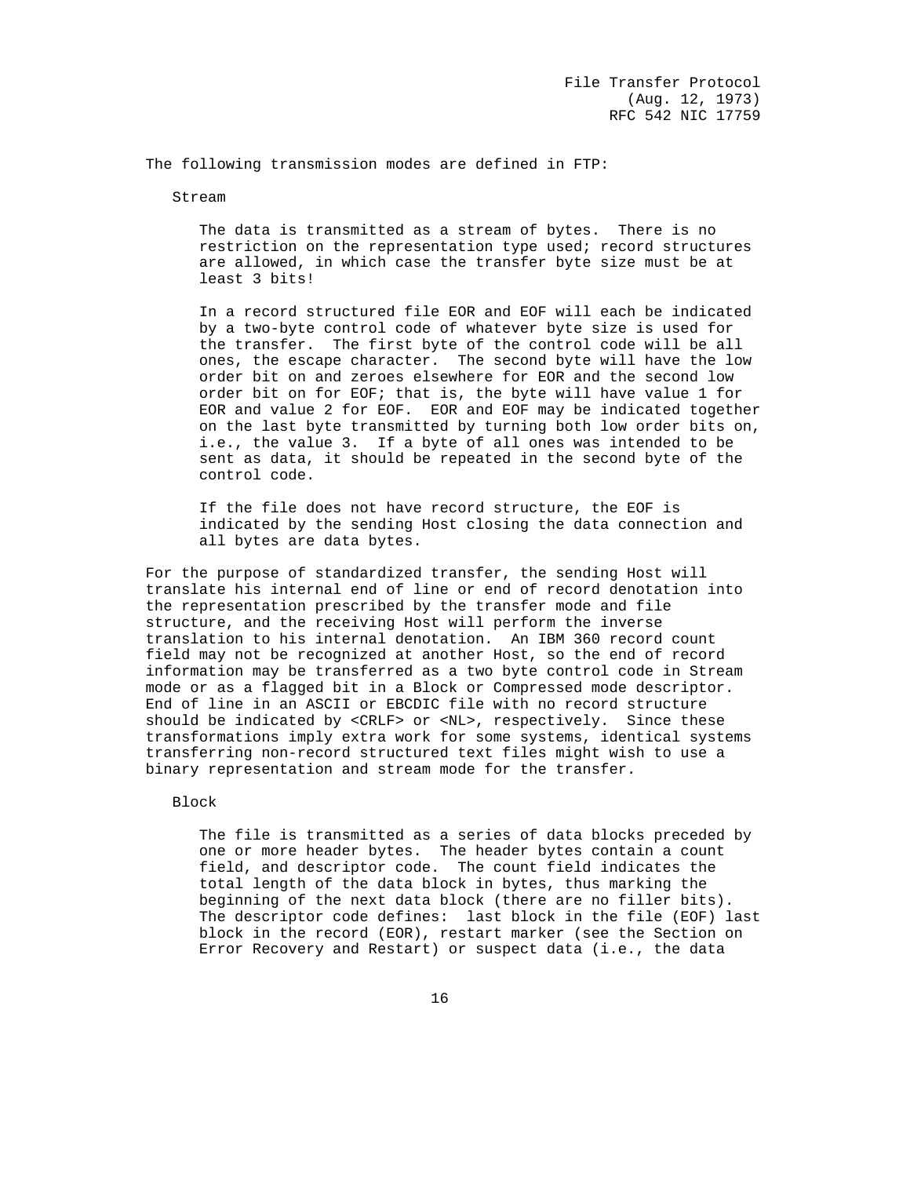The following transmission modes are defined in FTP:

Stream

The data is transmitted as a stream of bytes. There is no restriction on the representation type used; record structures are allowed, in which case the transfer byte size must be at least 3 bits!

In a record structured file EOR and EOF will each be indicated by a two-byte control code of whatever byte size is used for the transfer. The first byte of the control code will be all ones, the escape character. The second byte will have the low order bit on and zeroes elsewhere for EOR and the second low order bit on for EOF; that is, the byte will have value 1 for EOR and value 2 for EOF. EOR and EOF may be indicated together on the last byte transmitted by turning both low order bits on, i.e., the value 3. If a byte of all ones was intended to be sent as data, it should be repeated in the second byte of the control code.

If the file does not have record structure, the EOF is indicated by the sending Host closing the data connection and all bytes are data bytes.

For the purpose of standardized transfer, the sending Host will translate his internal end of line or end of record denotation into the representation prescribed by the transfer mode and file structure, and the receiving Host will perform the inverse translation to his internal denotation. An IBM 360 record count field may not be recognized at another Host, so the end of record information may be transferred as a two byte control code in Stream mode or as a flagged bit in a Block or Compressed mode descriptor. End of line in an ASCII or EBCDIC file with no record structure should be indicated by <CRLF> or <NL>, respectively. Since these transformations imply extra work for some systems, identical systems transferring non-record structured text files might wish to use a binary representation and stream mode for the transfer.

Block

The file is transmitted as a series of data blocks preceded by one or more header bytes. The header bytes contain a count field, and descriptor code. The count field indicates the total length of the data block in bytes, thus marking the beginning of the next data block (there are no filler bits). The descriptor code defines: last block in the file (EOF) last block in the record (EOR), restart marker (see the Section on Error Recovery and Restart) or suspect data (i.e., the data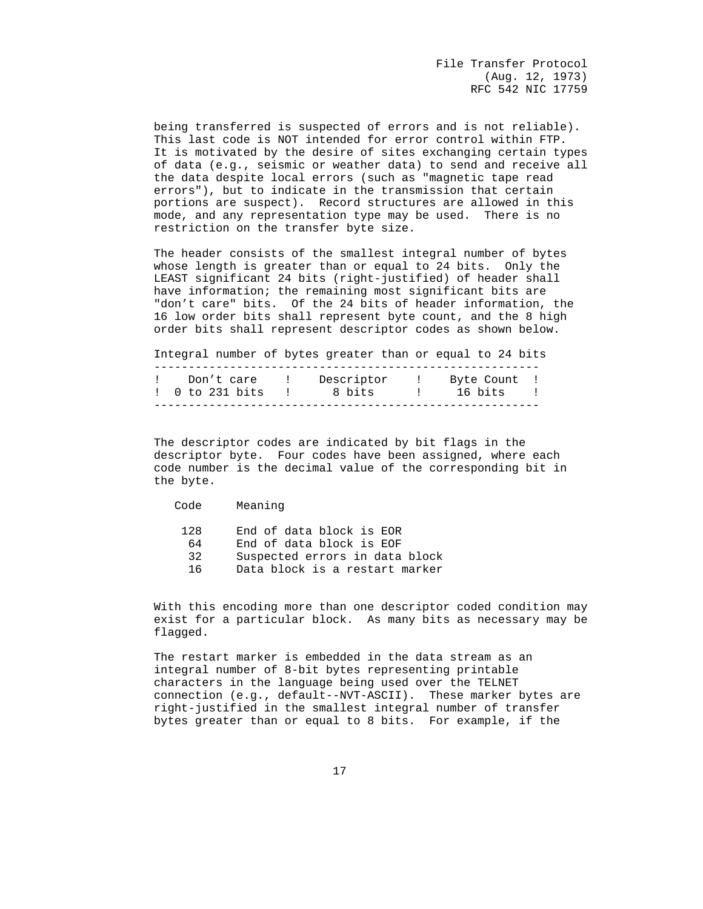being transferred is suspected of errors and is not reliable). This last code is NOT intended for error control within FTP. It is motivated by the desire of sites exchanging certain types of data (e.g., seismic or weather data) to send and receive all the data despite local errors (such as "magnetic tape read errors"), but to indicate in the transmission that certain portions are suspect). Record structures are allowed in this mode, and any representation type may be used. There is no restriction on the transfer byte size.

The header consists of the smallest integral number of bytes whose length is greater than or equal to 24 bits. Only the LEAST significant 24 bits (right-justified) of header shall have information; the remaining most significant bits are "don't care" bits. Of the 24 bits of header information, the 16 low order bits shall represent byte count, and the 8 high order bits shall represent descriptor codes as shown below.

```
Integral number of bytes greater than or equal to 24 bits
--------------------------------------------------------
!   Don't care    !    Descriptor    !    Byte Count  !
!  0 to 231 bits  !      8 bits      !     16 bits    !
--------------------------------------------------------
```

The descriptor codes are indicated by bit flags in the descriptor byte. Four codes have been assigned, where each code number is the decimal value of the corresponding bit in the byte.

| Code | Meaning |
|---|---|
| 128 | End of data block is EOR |
| 64 | End of data block is EOF |
| 32 | Suspected errors in data block |
| 16 | Data block is a restart marker |

With this encoding more than one descriptor coded condition may exist for a particular block. As many bits as necessary may be flagged.

The restart marker is embedded in the data stream as an integral number of 8-bit bytes representing printable characters in the language being used over the TELNET connection (e.g., default--NVT-ASCII). These marker bytes are right-justified in the smallest integral number of transfer bytes greater than or equal to 8 bits. For example, if the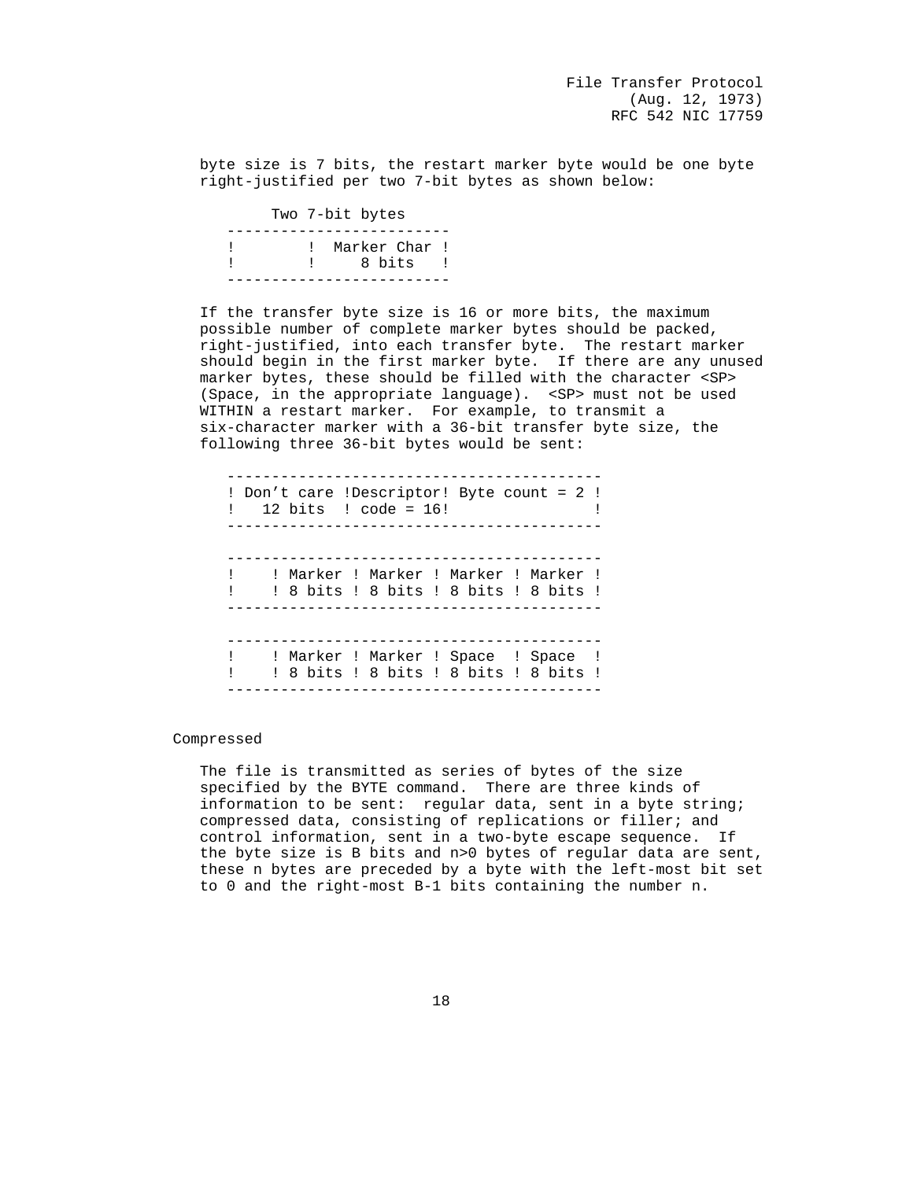byte size is 7 bits, the restart marker byte would be one byte right-justified per two 7-bit bytes as shown below:

```
      Two 7-bit bytes
 -------------------------
 !        !  Marker Char !
 !        !     8 bits   !
 -------------------------
```

If the transfer byte size is 16 or more bits, the maximum possible number of complete marker bytes should be packed, right-justified, into each transfer byte. The restart marker should begin in the first marker byte. If there are any unused marker bytes, these should be filled with the character <SP> (Space, in the appropriate language). <SP> must not be used WITHIN a restart marker. For example, to transmit a six-character marker with a 36-bit transfer byte size, the following three 36-bit bytes would be sent:

```
 ------------------------------------------
 ! Don't care !Descriptor! Byte count = 2 !
 !   12 bits  ! code = 16!                !
 ------------------------------------------

 ------------------------------------------
 !    ! Marker ! Marker ! Marker ! Marker !
 !    ! 8 bits ! 8 bits ! 8 bits ! 8 bits !
 ------------------------------------------

 ------------------------------------------
 !    ! Marker ! Marker ! Space  ! Space  !
 !    ! 8 bits ! 8 bits ! 8 bits ! 8 bits !
 ------------------------------------------
```

Compressed

The file is transmitted as series of bytes of the size specified by the BYTE command. There are three kinds of information to be sent: regular data, sent in a byte string; compressed data, consisting of replications or filler; and control information, sent in a two-byte escape sequence. If the byte size is B bits and n>0 bytes of regular data are sent, these n bytes are preceded by a byte with the left-most bit set to 0 and the right-most B-1 bits containing the number n.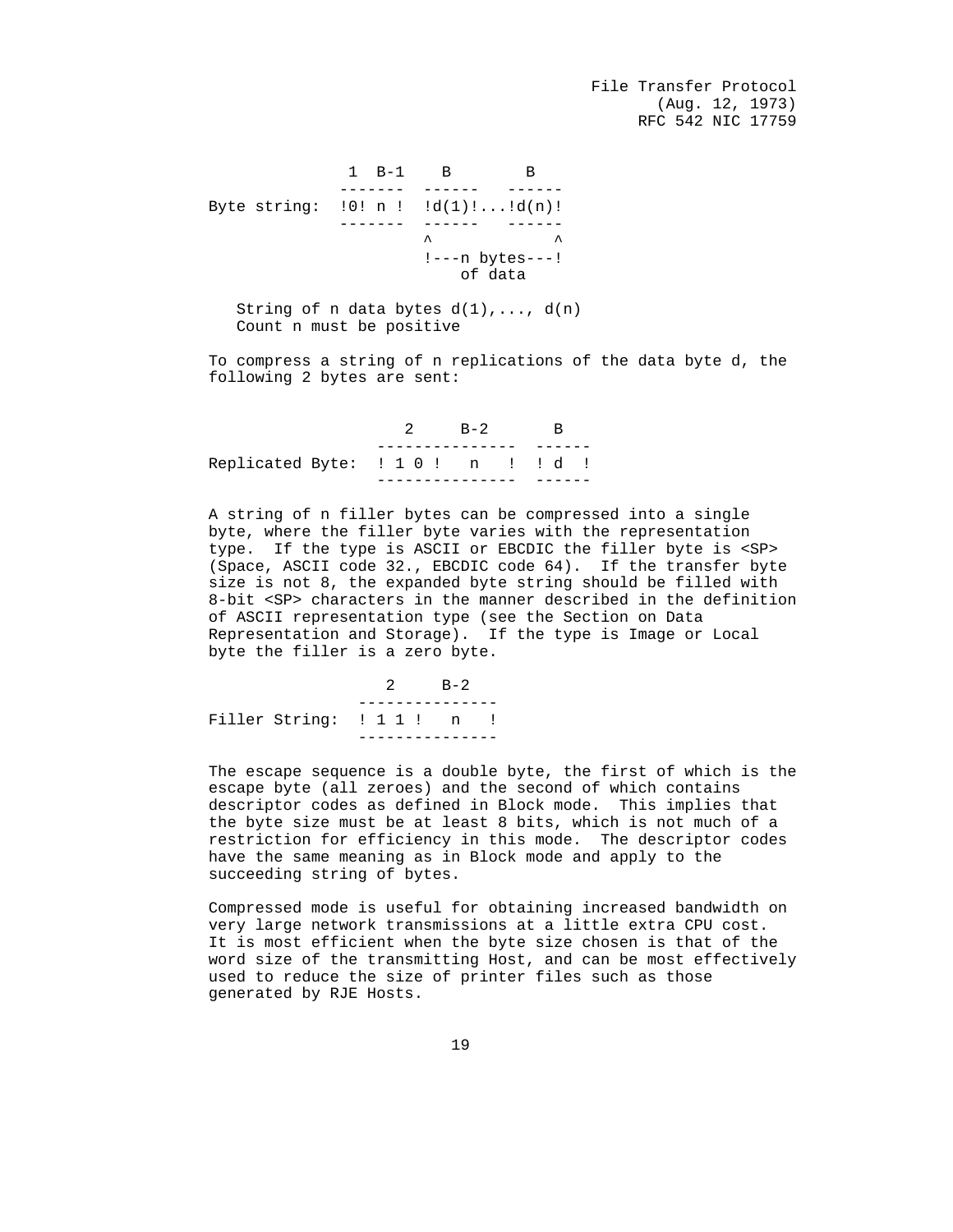```
              1  B-1    B        B
              -------  ------   ------
Byte string:  !0! n !  !d(1)!...!d(n)!
              -------  ------   ------
                       ^             ^
                       !---n bytes---!
                           of data
```

String of n data bytes d(1),..., d(n)
Count n must be positive

To compress a string of n replications of the data byte d, the following 2 bytes are sent:

```
                     2     B-2       B
                  ---------------  ------
Replicated Byte:  ! 1 0 !   n   !  ! d  !
                  ---------------  ------
```

A string of n filler bytes can be compressed into a single byte, where the filler byte varies with the representation type. If the type is ASCII or EBCDIC the filler byte is <SP> (Space, ASCII code 32., EBCDIC code 64). If the transfer byte size is not 8, the expanded byte string should be filled with 8-bit <SP> characters in the manner described in the definition of ASCII representation type (see the Section on Data Representation and Storage). If the type is Image or Local byte the filler is a zero byte.

```
                  2     B-2
                ---------------
Filler String:  ! 1 1 !   n   !
                ---------------
```

The escape sequence is a double byte, the first of which is the escape byte (all zeroes) and the second of which contains descriptor codes as defined in Block mode. This implies that the byte size must be at least 8 bits, which is not much of a restriction for efficiency in this mode. The descriptor codes have the same meaning as in Block mode and apply to the succeeding string of bytes.

Compressed mode is useful for obtaining increased bandwidth on very large network transmissions at a little extra CPU cost. It is most efficient when the byte size chosen is that of the word size of the transmitting Host, and can be most effectively used to reduce the size of printer files such as those generated by RJE Hosts.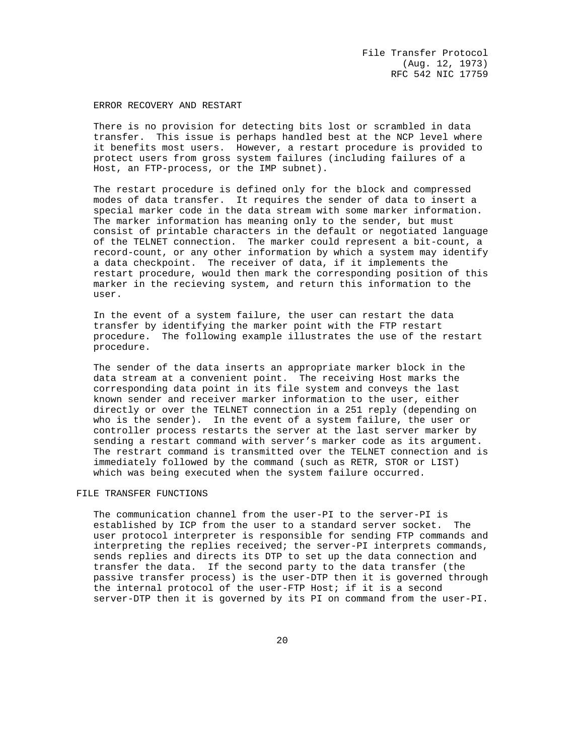### ERROR RECOVERY AND RESTART

There is no provision for detecting bits lost or scrambled in data transfer. This issue is perhaps handled best at the NCP level where it benefits most users. However, a restart procedure is provided to protect users from gross system failures (including failures of a Host, an FTP-process, or the IMP subnet).

The restart procedure is defined only for the block and compressed modes of data transfer. It requires the sender of data to insert a special marker code in the data stream with some marker information. The marker information has meaning only to the sender, but must consist of printable characters in the default or negotiated language of the TELNET connection. The marker could represent a bit-count, a record-count, or any other information by which a system may identify a data checkpoint. The receiver of data, if it implements the restart procedure, would then mark the corresponding position of this marker in the recieving system, and return this information to the user.

In the event of a system failure, the user can restart the data transfer by identifying the marker point with the FTP restart procedure. The following example illustrates the use of the restart procedure.

The sender of the data inserts an appropriate marker block in the data stream at a convenient point. The receiving Host marks the corresponding data point in its file system and conveys the last known sender and receiver marker information to the user, either directly or over the TELNET connection in a 251 reply (depending on who is the sender). In the event of a system failure, the user or controller process restarts the server at the last server marker by sending a restart command with server's marker code as its argument. The restrart command is transmitted over the TELNET connection and is immediately followed by the command (such as RETR, STOR or LIST) which was being executed when the system failure occurred.

## FILE TRANSFER FUNCTIONS

The communication channel from the user-PI to the server-PI is established by ICP from the user to a standard server socket. The user protocol interpreter is responsible for sending FTP commands and interpreting the replies received; the server-PI interprets commands, sends replies and directs its DTP to set up the data connection and transfer the data. If the second party to the data transfer (the passive transfer process) is the user-DTP then it is governed through the internal protocol of the user-FTP Host; if it is a second server-DTP then it is governed by its PI on command from the user-PI.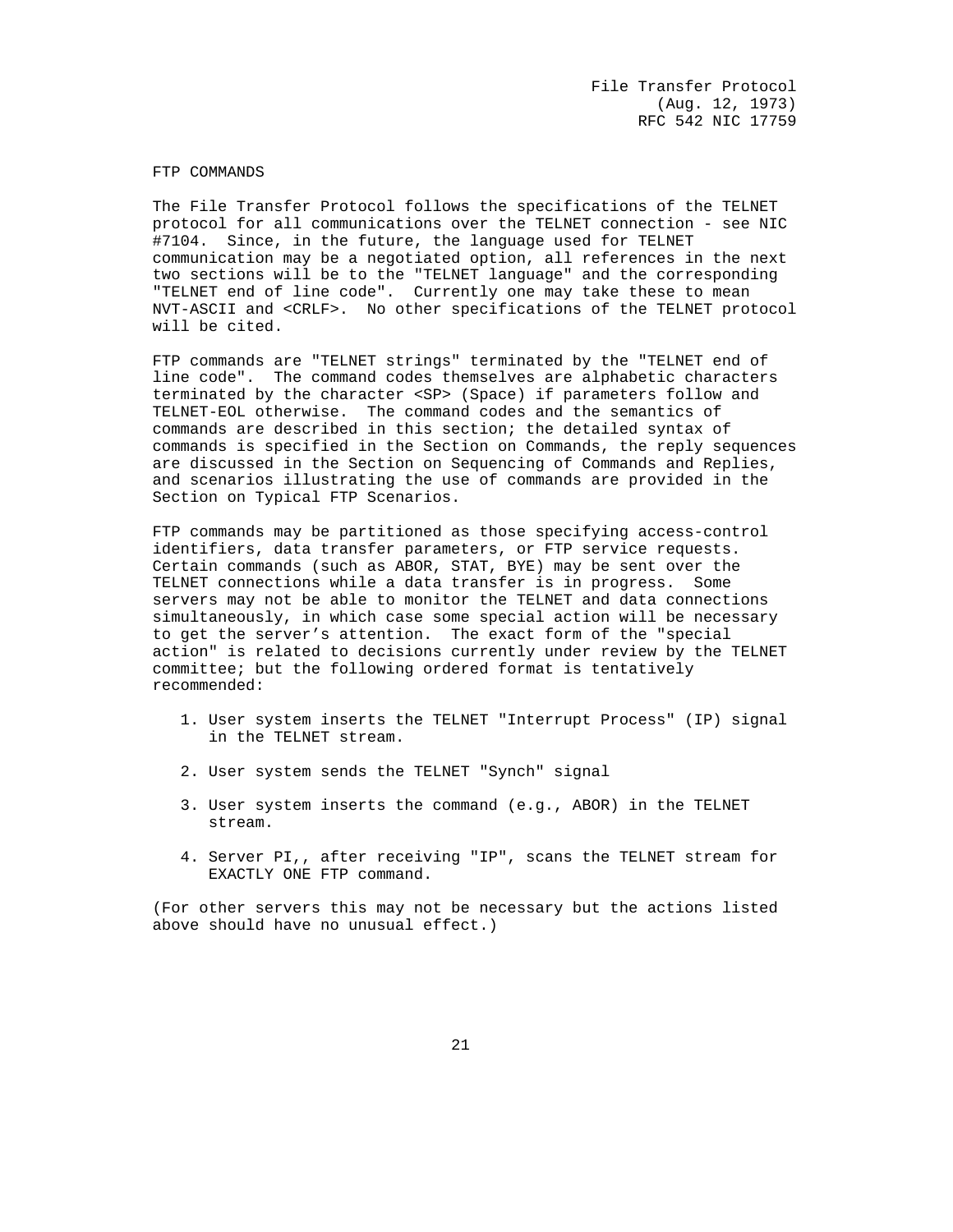## FTP COMMANDS

The File Transfer Protocol follows the specifications of the TELNET protocol for all communications over the TELNET connection - see NIC #7104. Since, in the future, the language used for TELNET communication may be a negotiated option, all references in the next two sections will be to the "TELNET language" and the corresponding "TELNET end of line code". Currently one may take these to mean NVT-ASCII and <CRLF>. No other specifications of the TELNET protocol will be cited.

FTP commands are "TELNET strings" terminated by the "TELNET end of line code". The command codes themselves are alphabetic characters terminated by the character <SP> (Space) if parameters follow and TELNET-EOL otherwise. The command codes and the semantics of commands are described in this section; the detailed syntax of commands is specified in the Section on Commands, the reply sequences are discussed in the Section on Sequencing of Commands and Replies, and scenarios illustrating the use of commands are provided in the Section on Typical FTP Scenarios.

FTP commands may be partitioned as those specifying access-control identifiers, data transfer parameters, or FTP service requests. Certain commands (such as ABOR, STAT, BYE) may be sent over the TELNET connections while a data transfer is in progress. Some servers may not be able to monitor the TELNET and data connections simultaneously, in which case some special action will be necessary to get the server's attention. The exact form of the "special action" is related to decisions currently under review by the TELNET committee; but the following ordered format is tentatively recommended:

1. User system inserts the TELNET "Interrupt Process" (IP) signal in the TELNET stream.

2. User system sends the TELNET "Synch" signal

3. User system inserts the command (e.g., ABOR) in the TELNET stream.

4. Server PI,, after receiving "IP", scans the TELNET stream for EXACTLY ONE FTP command.

(For other servers this may not be necessary but the actions listed above should have no unusual effect.)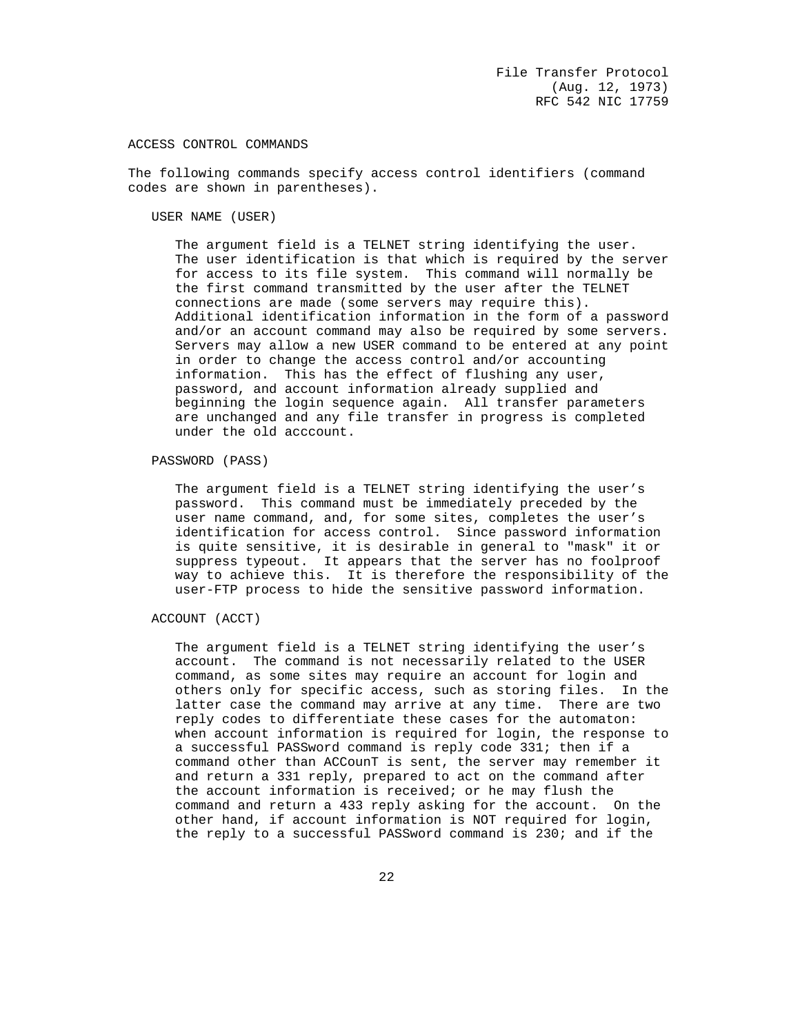## ACCESS CONTROL COMMANDS

The following commands specify access control identifiers (command codes are shown in parentheses).

### USER NAME (USER)

The argument field is a TELNET string identifying the user. The user identification is that which is required by the server for access to its file system. This command will normally be the first command transmitted by the user after the TELNET connections are made (some servers may require this). Additional identification information in the form of a password and/or an account command may also be required by some servers. Servers may allow a new USER command to be entered at any point in order to change the access control and/or accounting information. This has the effect of flushing any user, password, and account information already supplied and beginning the login sequence again. All transfer parameters are unchanged and any file transfer in progress is completed under the old acccount.

### PASSWORD (PASS)

The argument field is a TELNET string identifying the user's password. This command must be immediately preceded by the user name command, and, for some sites, completes the user's identification for access control. Since password information is quite sensitive, it is desirable in general to "mask" it or suppress typeout. It appears that the server has no foolproof way to achieve this. It is therefore the responsibility of the user-FTP process to hide the sensitive password information.

### ACCOUNT (ACCT)

The argument field is a TELNET string identifying the user's account. The command is not necessarily related to the USER command, as some sites may require an account for login and others only for specific access, such as storing files. In the latter case the command may arrive at any time. There are two reply codes to differentiate these cases for the automaton: when account information is required for login, the response to a successful PASSword command is reply code 331; then if a command other than ACCounT is sent, the server may remember it and return a 331 reply, prepared to act on the command after the account information is received; or he may flush the command and return a 433 reply asking for the account. On the other hand, if account information is NOT required for login, the reply to a successful PASSword command is 230; and if the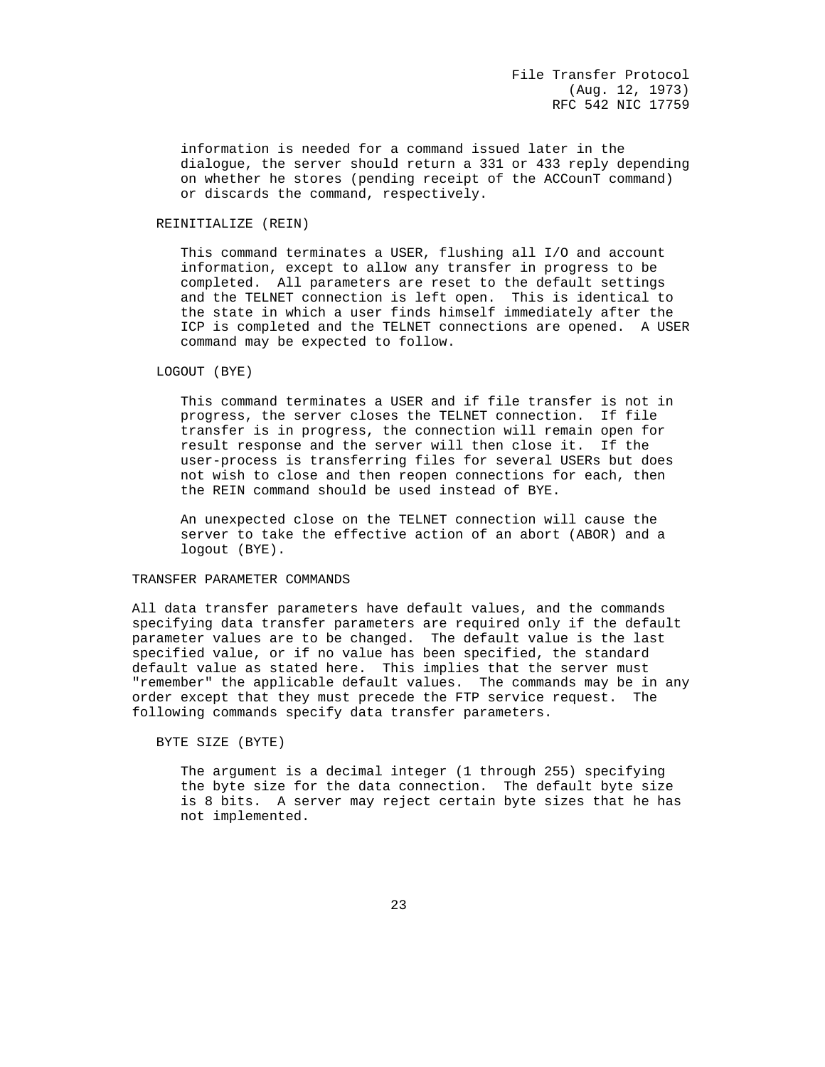information is needed for a command issued later in the dialogue, the server should return a 331 or 433 reply depending on whether he stores (pending receipt of the ACCounT command) or discards the command, respectively.

### REINITIALIZE (REIN)

This command terminates a USER, flushing all I/O and account information, except to allow any transfer in progress to be completed. All parameters are reset to the default settings and the TELNET connection is left open. This is identical to the state in which a user finds himself immediately after the ICP is completed and the TELNET connections are opened. A USER command may be expected to follow.

### LOGOUT (BYE)

This command terminates a USER and if file transfer is not in progress, the server closes the TELNET connection. If file transfer is in progress, the connection will remain open for result response and the server will then close it. If the user-process is transferring files for several USERs but does not wish to close and then reopen connections for each, then the REIN command should be used instead of BYE.

An unexpected close on the TELNET connection will cause the server to take the effective action of an abort (ABOR) and a logout (BYE).

## TRANSFER PARAMETER COMMANDS

All data transfer parameters have default values, and the commands specifying data transfer parameters are required only if the default parameter values are to be changed. The default value is the last specified value, or if no value has been specified, the standard default value as stated here. This implies that the server must "remember" the applicable default values. The commands may be in any order except that they must precede the FTP service request. The following commands specify data transfer parameters.

### BYTE SIZE (BYTE)

The argument is a decimal integer (1 through 255) specifying the byte size for the data connection. The default byte size is 8 bits. A server may reject certain byte sizes that he has not implemented.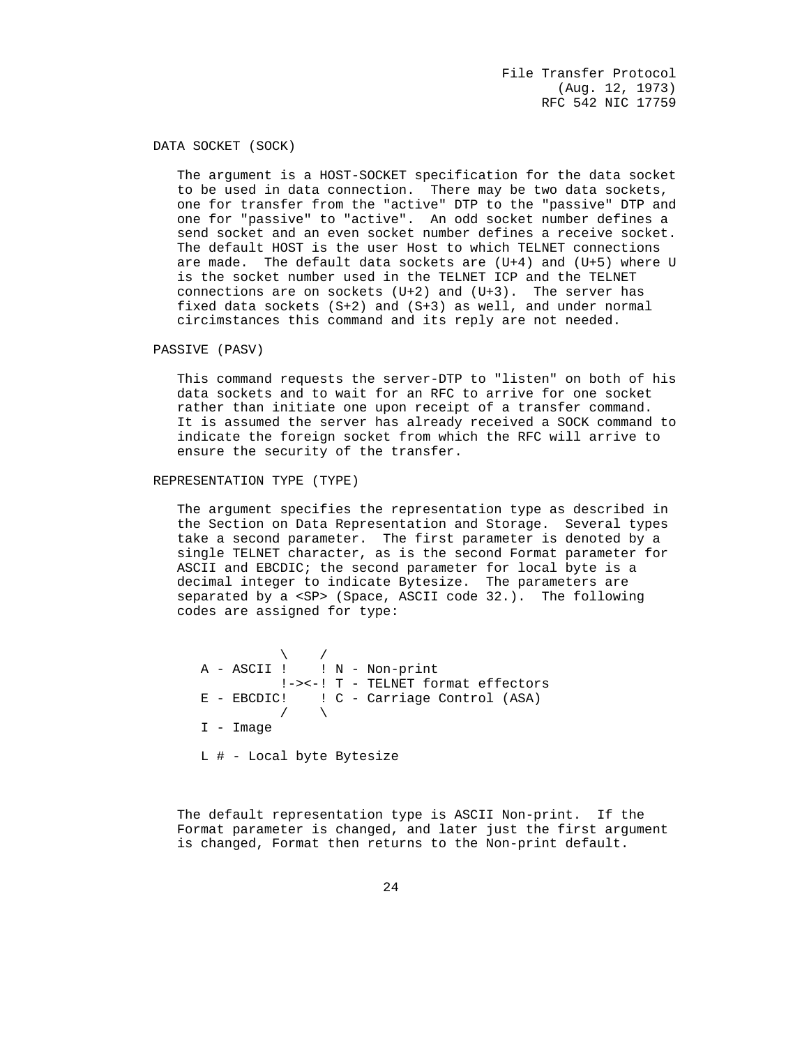DATA SOCKET (SOCK)

The argument is a HOST-SOCKET specification for the data socket to be used in data connection. There may be two data sockets, one for transfer from the "active" DTP to the "passive" DTP and one for "passive" to "active". An odd socket number defines a send socket and an even socket number defines a receive socket. The default HOST is the user Host to which TELNET connections are made. The default data sockets are (U+4) and (U+5) where U is the socket number used in the TELNET ICP and the TELNET connections are on sockets (U+2) and (U+3). The server has fixed data sockets (S+2) and (S+3) as well, and under normal circimstances this command and its reply are not needed.

PASSIVE (PASV)

This command requests the server-DTP to "listen" on both of his data sockets and to wait for an RFC to arrive for one socket rather than initiate one upon receipt of a transfer command. It is assumed the server has already received a SOCK command to indicate the foreign socket from which the RFC will arrive to ensure the security of the transfer.

REPRESENTATION TYPE (TYPE)

The argument specifies the representation type as described in the Section on Data Representation and Storage. Several types take a second parameter. The first parameter is denoted by a single TELNET character, as is the second Format parameter for ASCII and EBCDIC; the second parameter for local byte is a decimal integer to indicate Bytesize. The parameters are separated by a <SP> (Space, ASCII code 32.). The following codes are assigned for type:

```
          \    /
A - ASCII !    ! N - Non-print
          !-><-! T - TELNET format effectors
E - EBCDIC!    ! C - Carriage Control (ASA)
          /    \
I - Image

L # - Local byte Bytesize
```

The default representation type is ASCII Non-print. If the Format parameter is changed, and later just the first argument is changed, Format then returns to the Non-print default.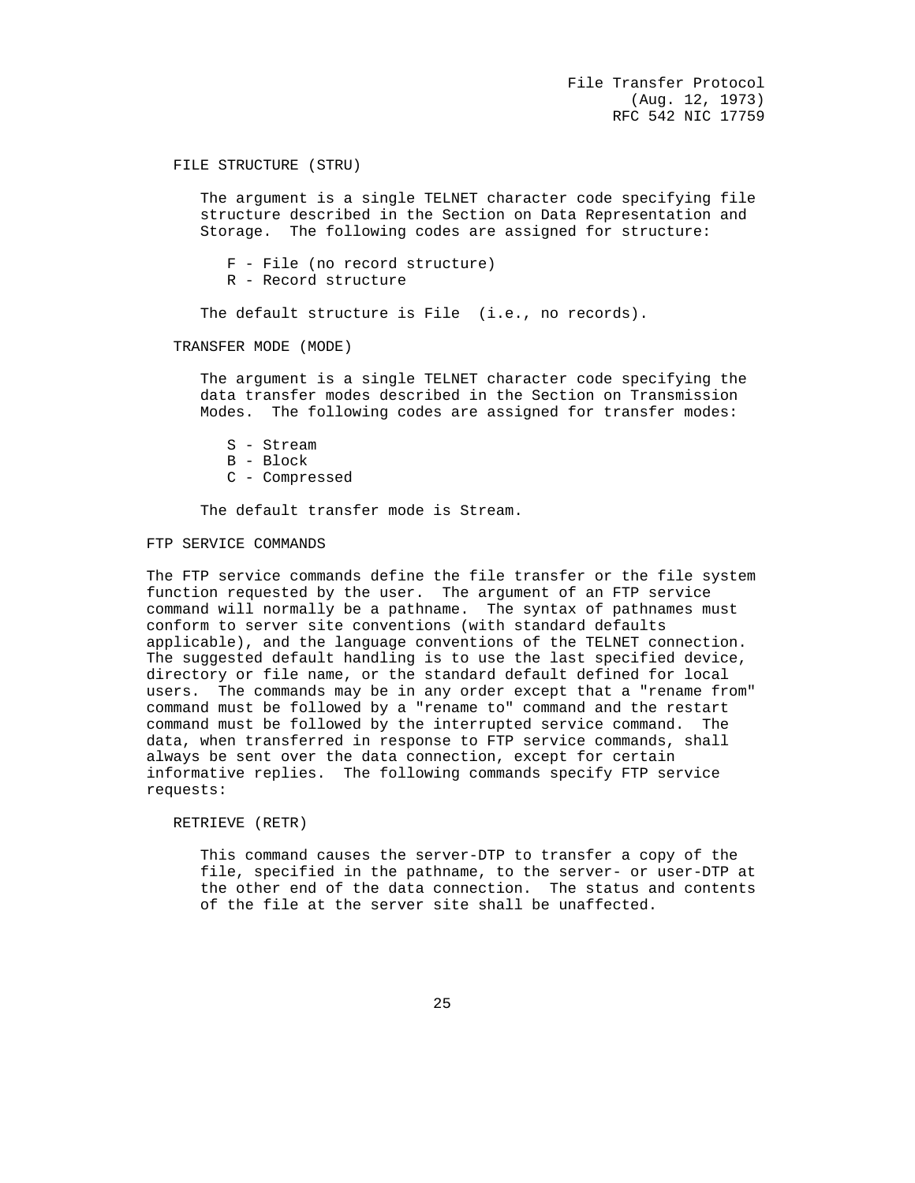### FILE STRUCTURE (STRU)

The argument is a single TELNET character code specifying file structure described in the Section on Data Representation and Storage. The following codes are assigned for structure:

- F - File (no record structure)
- R - Record structure

The default structure is File (i.e., no records).

### TRANSFER MODE (MODE)

The argument is a single TELNET character code specifying the data transfer modes described in the Section on Transmission Modes. The following codes are assigned for transfer modes:

- S - Stream
- B - Block
- C - Compressed

The default transfer mode is Stream.

## FTP SERVICE COMMANDS

The FTP service commands define the file transfer or the file system function requested by the user. The argument of an FTP service command will normally be a pathname. The syntax of pathnames must conform to server site conventions (with standard defaults applicable), and the language conventions of the TELNET connection. The suggested default handling is to use the last specified device, directory or file name, or the standard default defined for local users. The commands may be in any order except that a "rename from" command must be followed by a "rename to" command and the restart command must be followed by the interrupted service command. The data, when transferred in response to FTP service commands, shall always be sent over the data connection, except for certain informative replies. The following commands specify FTP service requests:

### RETRIEVE (RETR)

This command causes the server-DTP to transfer a copy of the file, specified in the pathname, to the server- or user-DTP at the other end of the data connection. The status and contents of the file at the server site shall be unaffected.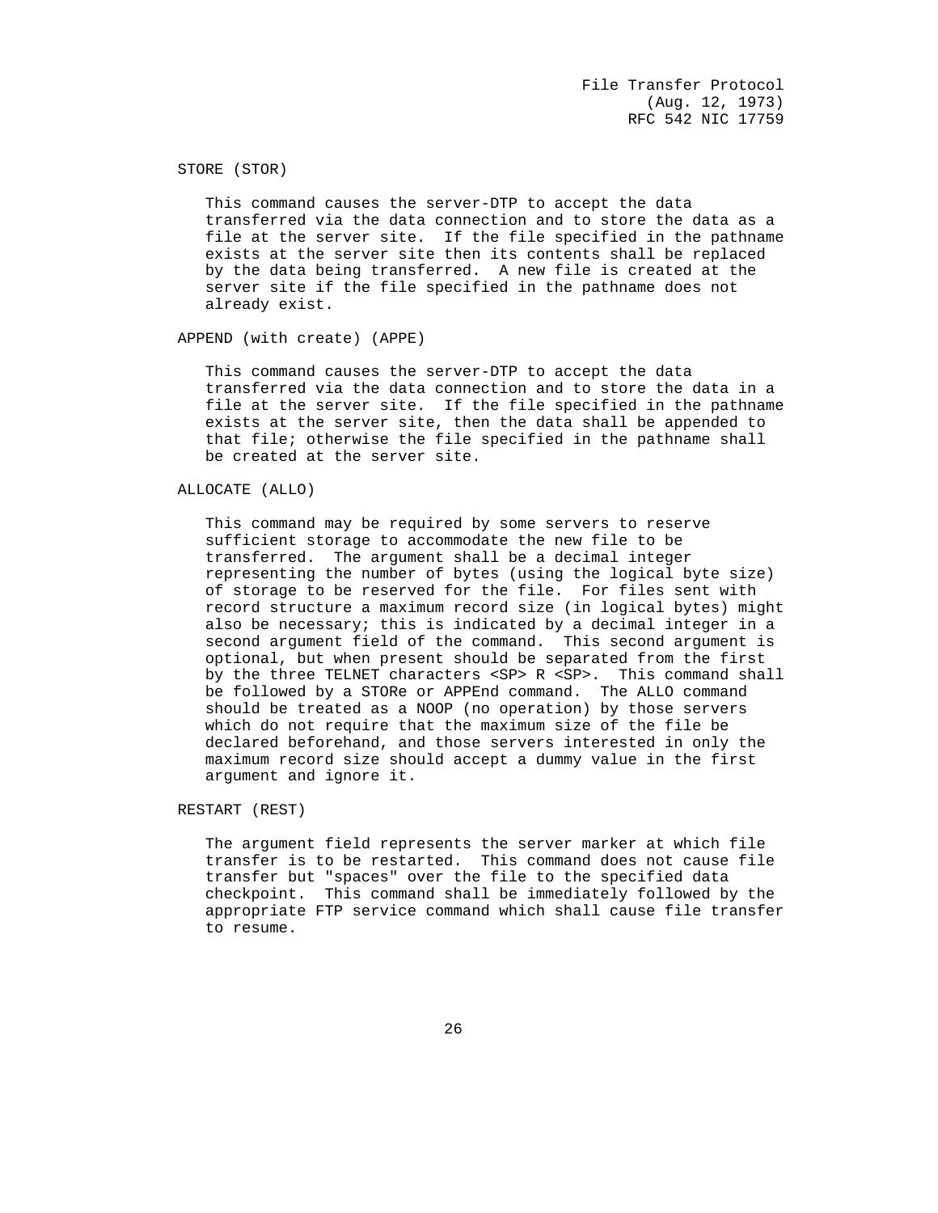STORE (STOR)

This command causes the server-DTP to accept the data transferred via the data connection and to store the data as a file at the server site. If the file specified in the pathname exists at the server site then its contents shall be replaced by the data being transferred. A new file is created at the server site if the file specified in the pathname does not already exist.

APPEND (with create) (APPE)

This command causes the server-DTP to accept the data transferred via the data connection and to store the data in a file at the server site. If the file specified in the pathname exists at the server site, then the data shall be appended to that file; otherwise the file specified in the pathname shall be created at the server site.

ALLOCATE (ALLO)

This command may be required by some servers to reserve sufficient storage to accommodate the new file to be transferred. The argument shall be a decimal integer representing the number of bytes (using the logical byte size) of storage to be reserved for the file. For files sent with record structure a maximum record size (in logical bytes) might also be necessary; this is indicated by a decimal integer in a second argument field of the command. This second argument is optional, but when present should be separated from the first by the three TELNET characters <SP> R <SP>. This command shall be followed by a STORe or APPEnd command. The ALLO command should be treated as a NOOP (no operation) by those servers which do not require that the maximum size of the file be declared beforehand, and those servers interested in only the maximum record size should accept a dummy value in the first argument and ignore it.

RESTART (REST)

The argument field represents the server marker at which file transfer is to be restarted. This command does not cause file transfer but "spaces" over the file to the specified data checkpoint. This command shall be immediately followed by the appropriate FTP service command which shall cause file transfer to resume.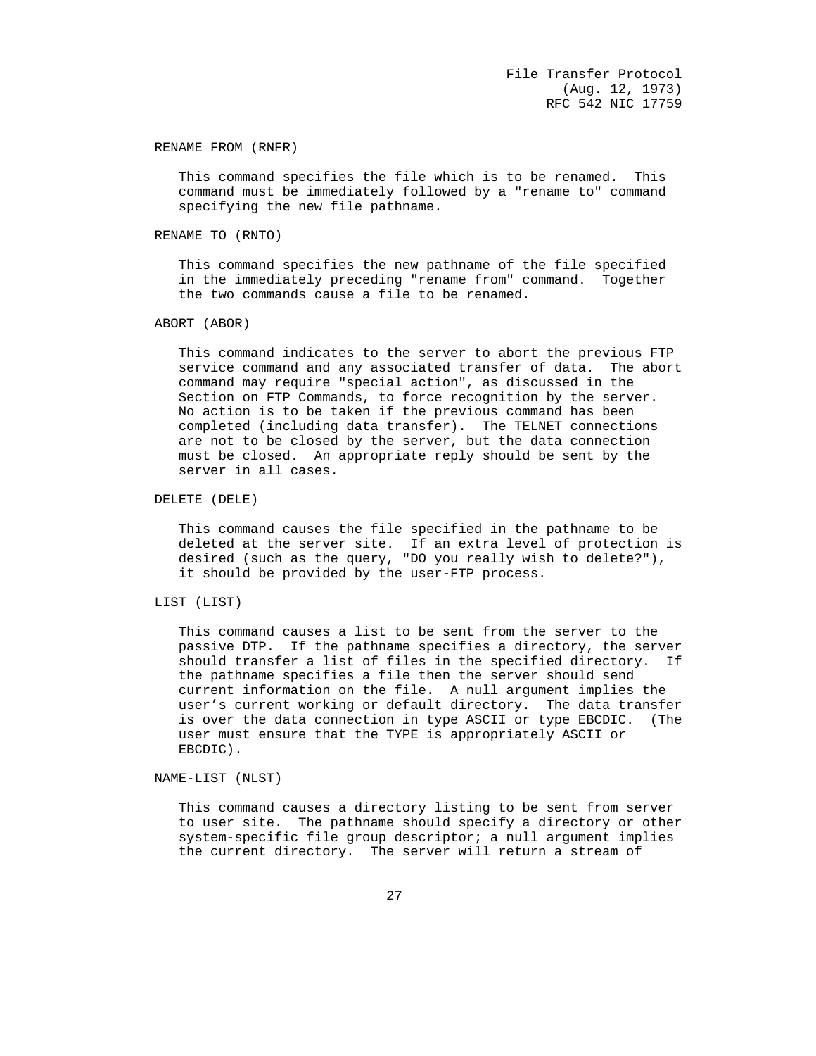RENAME FROM (RNFR)

This command specifies the file which is to be renamed. This command must be immediately followed by a "rename to" command specifying the new file pathname.

RENAME TO (RNTO)

This command specifies the new pathname of the file specified in the immediately preceding "rename from" command. Together the two commands cause a file to be renamed.

ABORT (ABOR)

This command indicates to the server to abort the previous FTP service command and any associated transfer of data. The abort command may require "special action", as discussed in the Section on FTP Commands, to force recognition by the server. No action is to be taken if the previous command has been completed (including data transfer). The TELNET connections are not to be closed by the server, but the data connection must be closed. An appropriate reply should be sent by the server in all cases.

DELETE (DELE)

This command causes the file specified in the pathname to be deleted at the server site. If an extra level of protection is desired (such as the query, "DO you really wish to delete?"), it should be provided by the user-FTP process.

LIST (LIST)

This command causes a list to be sent from the server to the passive DTP. If the pathname specifies a directory, the server should transfer a list of files in the specified directory. If the pathname specifies a file then the server should send current information on the file. A null argument implies the user's current working or default directory. The data transfer is over the data connection in type ASCII or type EBCDIC. (The user must ensure that the TYPE is appropriately ASCII or EBCDIC).

NAME-LIST (NLST)

This command causes a directory listing to be sent from server to user site. The pathname should specify a directory or other system-specific file group descriptor; a null argument implies the current directory. The server will return a stream of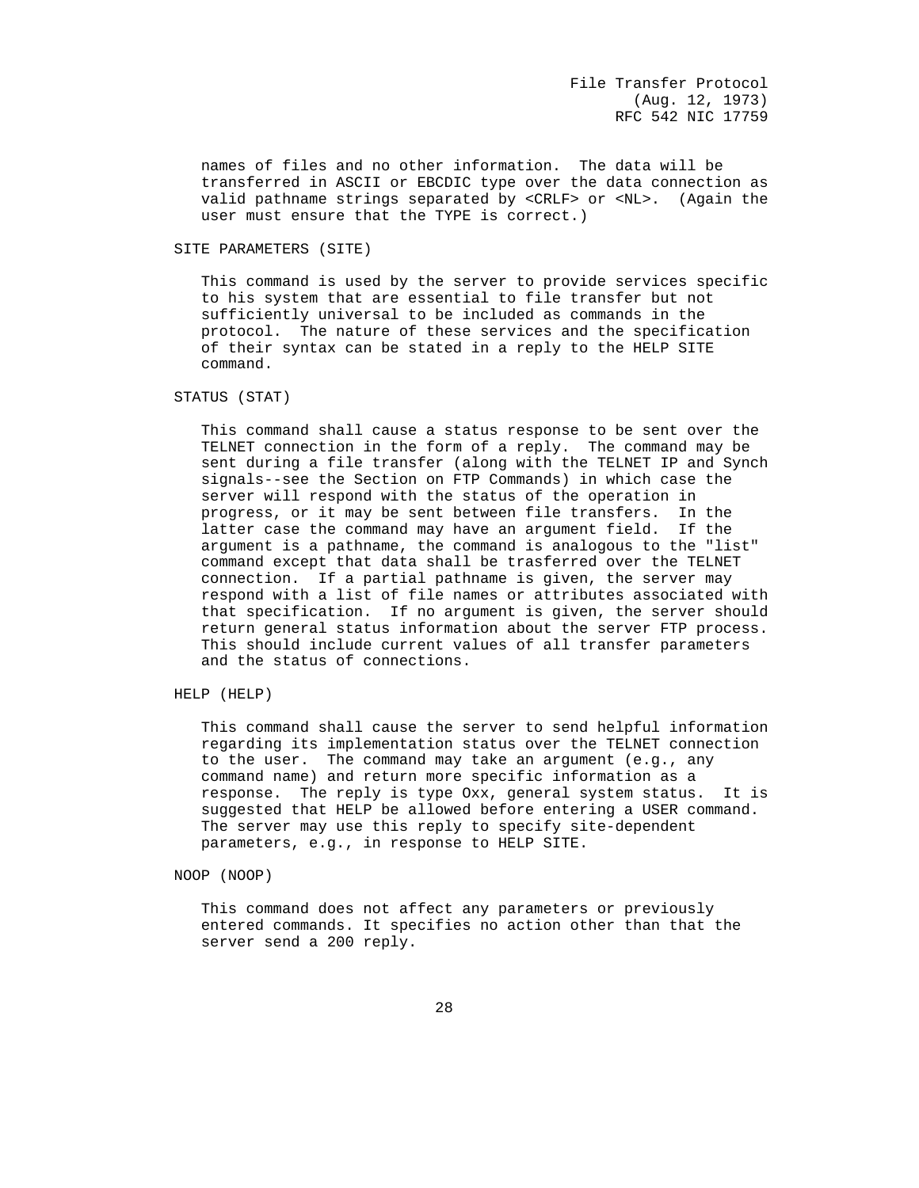names of files and no other information. The data will be transferred in ASCII or EBCDIC type over the data connection as valid pathname strings separated by <CRLF> or <NL>. (Again the user must ensure that the TYPE is correct.)

SITE PARAMETERS (SITE)

This command is used by the server to provide services specific to his system that are essential to file transfer but not sufficiently universal to be included as commands in the protocol. The nature of these services and the specification of their syntax can be stated in a reply to the HELP SITE command.

STATUS (STAT)

This command shall cause a status response to be sent over the TELNET connection in the form of a reply. The command may be sent during a file transfer (along with the TELNET IP and Synch signals--see the Section on FTP Commands) in which case the server will respond with the status of the operation in progress, or it may be sent between file transfers. In the latter case the command may have an argument field. If the argument is a pathname, the command is analogous to the "list" command except that data shall be trasferred over the TELNET connection. If a partial pathname is given, the server may respond with a list of file names or attributes associated with that specification. If no argument is given, the server should return general status information about the server FTP process. This should include current values of all transfer parameters and the status of connections.

HELP (HELP)

This command shall cause the server to send helpful information regarding its implementation status over the TELNET connection to the user. The command may take an argument (e.g., any command name) and return more specific information as a response. The reply is type Oxx, general system status. It is suggested that HELP be allowed before entering a USER command. The server may use this reply to specify site-dependent parameters, e.g., in response to HELP SITE.

NOOP (NOOP)

This command does not affect any parameters or previously entered commands. It specifies no action other than that the server send a 200 reply.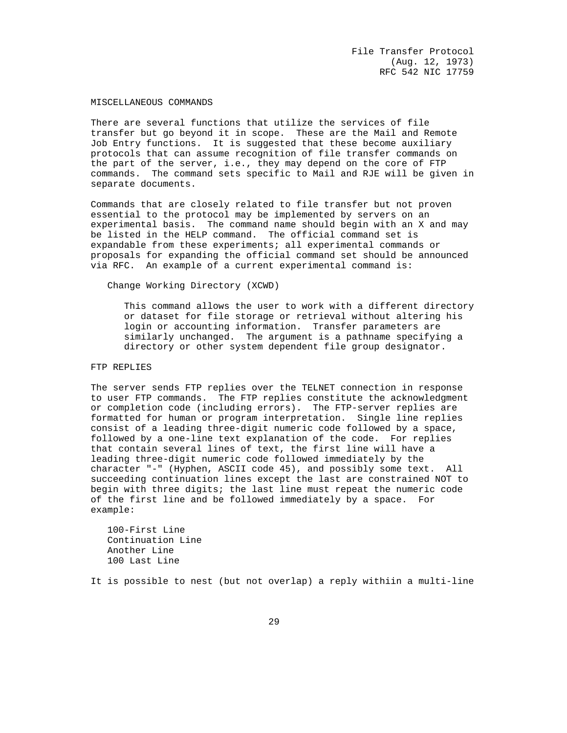MISCELLANEOUS COMMANDS

There are several functions that utilize the services of file transfer but go beyond it in scope. These are the Mail and Remote Job Entry functions. It is suggested that these become auxiliary protocols that can assume recognition of file transfer commands on the part of the server, i.e., they may depend on the core of FTP commands. The command sets specific to Mail and RJE will be given in separate documents.

Commands that are closely related to file transfer but not proven essential to the protocol may be implemented by servers on an experimental basis. The command name should begin with an X and may be listed in the HELP command. The official command set is expandable from these experiments; all experimental commands or proposals for expanding the official command set should be announced via RFC. An example of a current experimental command is:

Change Working Directory (XCWD)

This command allows the user to work with a different directory or dataset for file storage or retrieval without altering his login or accounting information. Transfer parameters are similarly unchanged. The argument is a pathname specifying a directory or other system dependent file group designator.

FTP REPLIES

The server sends FTP replies over the TELNET connection in response to user FTP commands. The FTP replies constitute the acknowledgment or completion code (including errors). The FTP-server replies are formatted for human or program interpretation. Single line replies consist of a leading three-digit numeric code followed by a space, followed by a one-line text explanation of the code. For replies that contain several lines of text, the first line will have a leading three-digit numeric code followed immediately by the character "-" (Hyphen, ASCII code 45), and possibly some text. All succeeding continuation lines except the last are constrained NOT to begin with three digits; the last line must repeat the numeric code of the first line and be followed immediately by a space. For example:

```
100-First Line
Continuation Line
Another Line
100 Last Line
```

It is possible to nest (but not overlap) a reply withiin a multi-line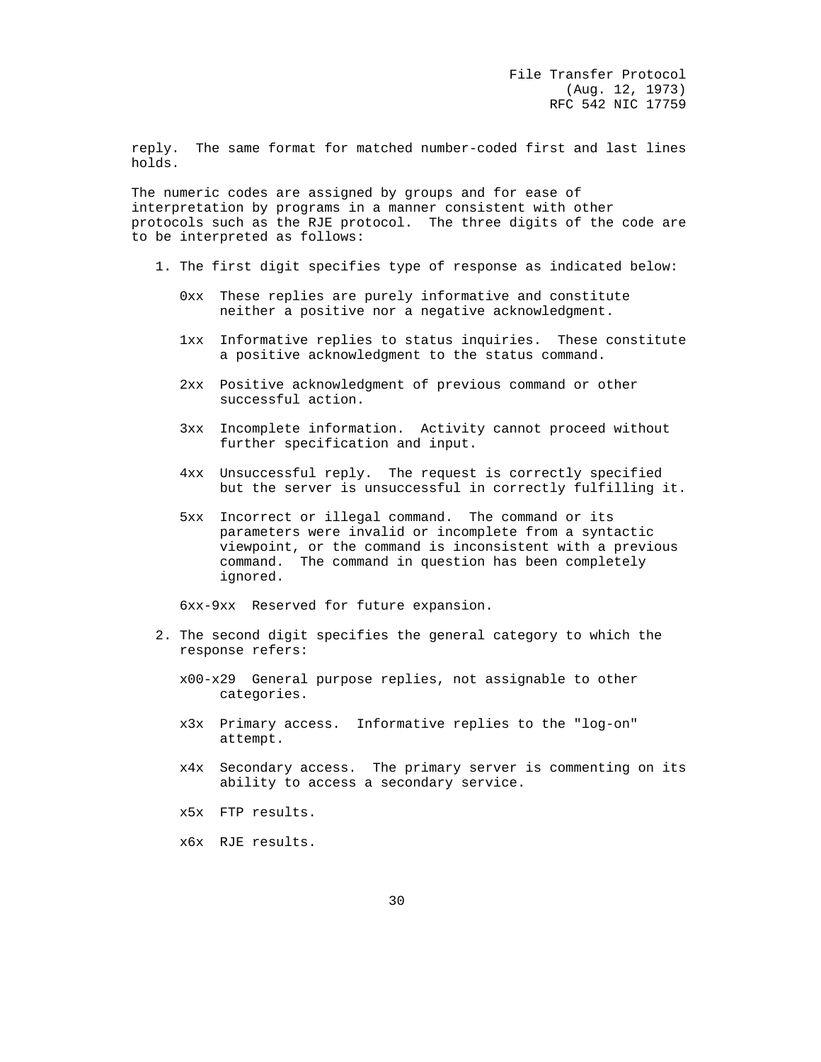reply. The same format for matched number-coded first and last lines holds.

The numeric codes are assigned by groups and for ease of interpretation by programs in a manner consistent with other protocols such as the RJE protocol. The three digits of the code are to be interpreted as follows:

1. The first digit specifies type of response as indicated below:

   0xx These replies are purely informative and constitute neither a positive nor a negative acknowledgment.

   1xx Informative replies to status inquiries. These constitute a positive acknowledgment to the status command.

   2xx Positive acknowledgment of previous command or other successful action.

   3xx Incomplete information. Activity cannot proceed without further specification and input.

   4xx Unsuccessful reply. The request is correctly specified but the server is unsuccessful in correctly fulfilling it.

   5xx Incorrect or illegal command. The command or its parameters were invalid or incomplete from a syntactic viewpoint, or the command is inconsistent with a previous command. The command in question has been completely ignored.

   6xx-9xx Reserved for future expansion.

2. The second digit specifies the general category to which the response refers:

   x00-x29 General purpose replies, not assignable to other categories.

   x3x Primary access. Informative replies to the "log-on" attempt.

   x4x Secondary access. The primary server is commenting on its ability to access a secondary service.

   x5x FTP results.

   x6x RJE results.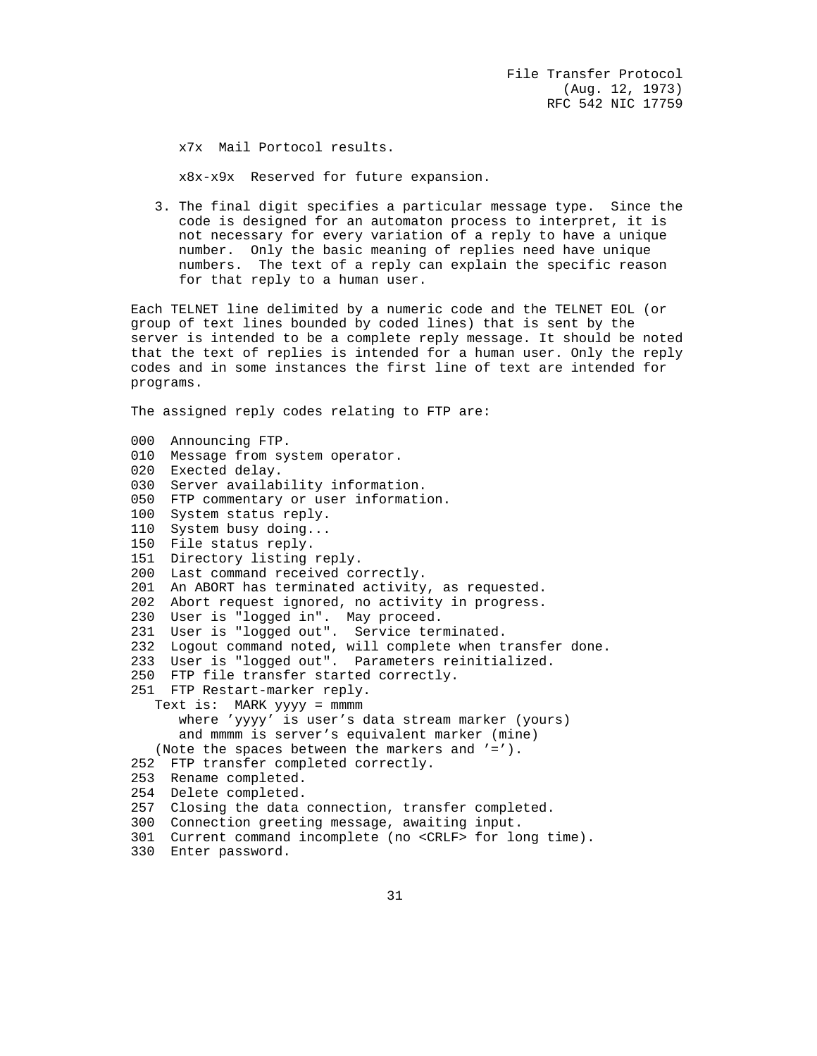x7x  Mail Portocol results.

x8x-x9x  Reserved for future expansion.

3. The final digit specifies a particular message type.  Since the code is designed for an automaton process to interpret, it is not necessary for every variation of a reply to have a unique number.  Only the basic meaning of replies need have unique numbers.  The text of a reply can explain the specific reason for that reply to a human user.

Each TELNET line delimited by a numeric code and the TELNET EOL (or group of text lines bounded by coded lines) that is sent by the server is intended to be a complete reply message. It should be noted that the text of replies is intended for a human user. Only the reply codes and in some instances the first line of text are intended for programs.

The assigned reply codes relating to FTP are:

```
000  Announcing FTP.
010  Message from system operator.
020  Exected delay.
030  Server availability information.
050  FTP commentary or user information.
100  System status reply.
110  System busy doing...
150  File status reply.
151  Directory listing reply.
200  Last command received correctly.
201  An ABORT has terminated activity, as requested.
202  Abort request ignored, no activity in progress.
230  User is "logged in".  May proceed.
231  User is "logged out".  Service terminated.
232  Logout command noted, will complete when transfer done.
233  User is "logged out".  Parameters reinitialized.
250  FTP file transfer started correctly.
251  FTP Restart-marker reply.
   Text is:  MARK yyyy = mmmm
      where 'yyyy' is user's data stream marker (yours)
      and mmmm is server's equivalent marker (mine)
   (Note the spaces between the markers and '=').
252  FTP transfer completed correctly.
253  Rename completed.
254  Delete completed.
257  Closing the data connection, transfer completed.
300  Connection greeting message, awaiting input.
301  Current command incomplete (no <CRLF> for long time).
330  Enter password.
```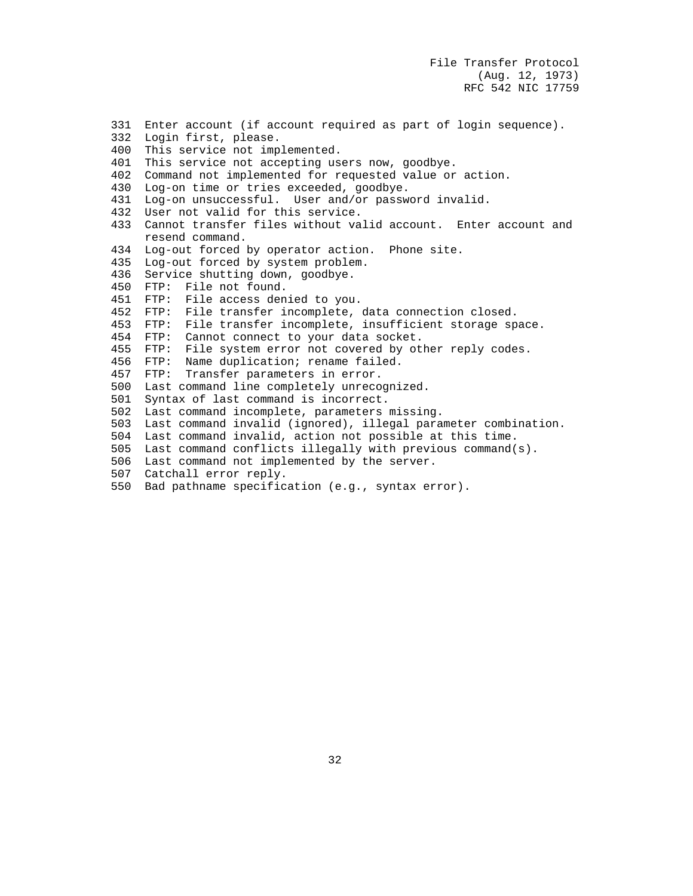```
331  Enter account (if account required as part of login sequence).
332  Login first, please.
400  This service not implemented.
401  This service not accepting users now, goodbye.
402  Command not implemented for requested value or action.
430  Log-on time or tries exceeded, goodbye.
431  Log-on unsuccessful.  User and/or password invalid.
432  User not valid for this service.
433  Cannot transfer files without valid account.  Enter account and
     resend command.
434  Log-out forced by operator action.  Phone site.
435  Log-out forced by system problem.
436  Service shutting down, goodbye.
450  FTP:  File not found.
451  FTP:  File access denied to you.
452  FTP:  File transfer incomplete, data connection closed.
453  FTP:  File transfer incomplete, insufficient storage space.
454  FTP:  Cannot connect to your data socket.
455  FTP:  File system error not covered by other reply codes.
456  FTP:  Name duplication; rename failed.
457  FTP:  Transfer parameters in error.
500  Last command line completely unrecognized.
501  Syntax of last command is incorrect.
502  Last command incomplete, parameters missing.
503  Last command invalid (ignored), illegal parameter combination.
504  Last command invalid, action not possible at this time.
505  Last command conflicts illegally with previous command(s).
506  Last command not implemented by the server.
507  Catchall error reply.
550  Bad pathname specification (e.g., syntax error).
```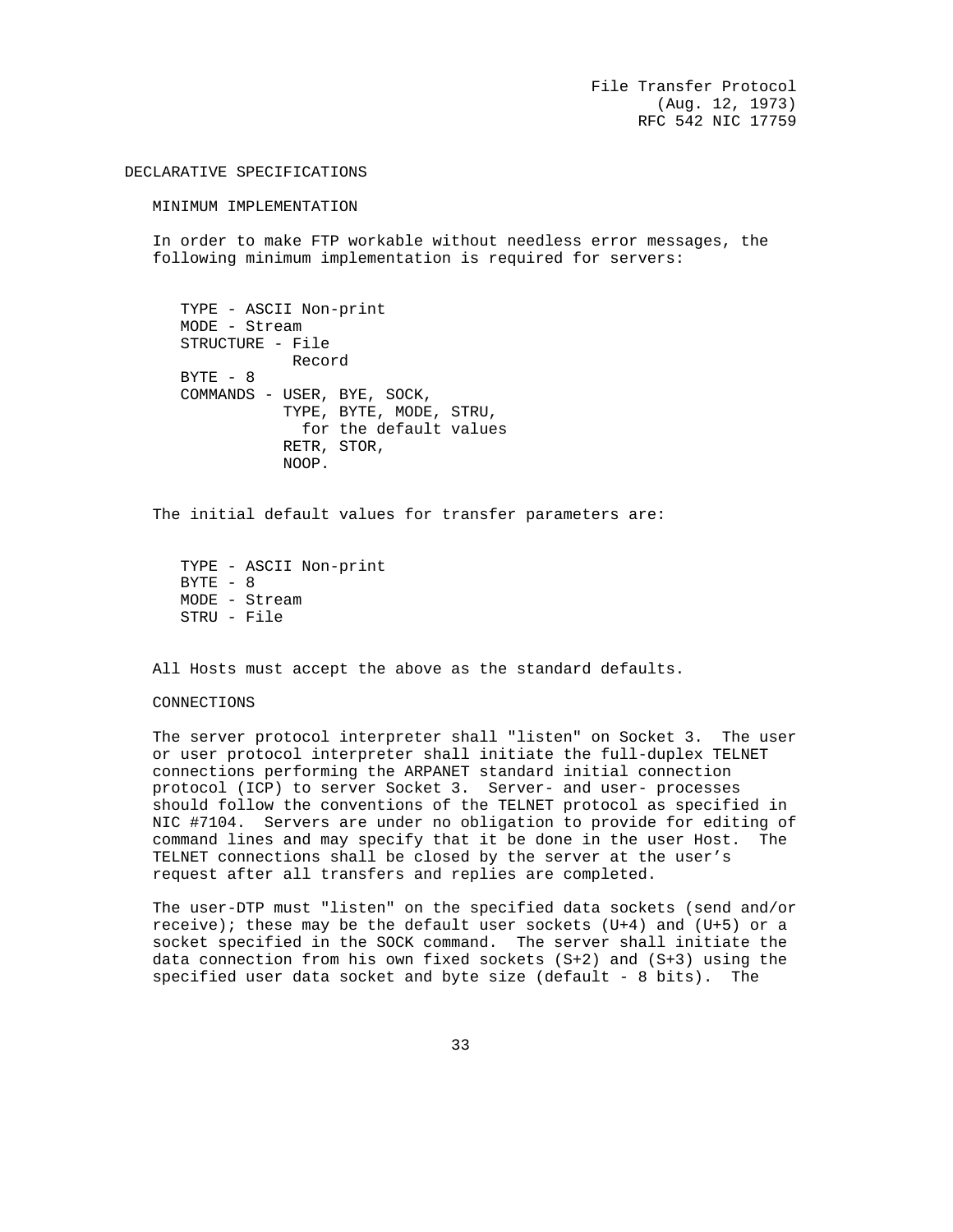## DECLARATIVE SPECIFICATIONS

### MINIMUM IMPLEMENTATION

In order to make FTP workable without needless error messages, the following minimum implementation is required for servers:

```
TYPE - ASCII Non-print
MODE - Stream
STRUCTURE - File
            Record
BYTE - 8
COMMANDS - USER, BYE, SOCK,
           TYPE, BYTE, MODE, STRU,
             for the default values
           RETR, STOR,
           NOOP.
```

The initial default values for transfer parameters are:

```
TYPE - ASCII Non-print
BYTE - 8
MODE - Stream
STRU - File
```

All Hosts must accept the above as the standard defaults.

### CONNECTIONS

The server protocol interpreter shall "listen" on Socket 3. The user or user protocol interpreter shall initiate the full-duplex TELNET connections performing the ARPANET standard initial connection protocol (ICP) to server Socket 3. Server- and user- processes should follow the conventions of the TELNET protocol as specified in NIC #7104. Servers are under no obligation to provide for editing of command lines and may specify that it be done in the user Host. The TELNET connections shall be closed by the server at the user's request after all transfers and replies are completed.

The user-DTP must "listen" on the specified data sockets (send and/or receive); these may be the default user sockets (U+4) and (U+5) or a socket specified in the SOCK command. The server shall initiate the data connection from his own fixed sockets (S+2) and (S+3) using the specified user data socket and byte size (default - 8 bits). The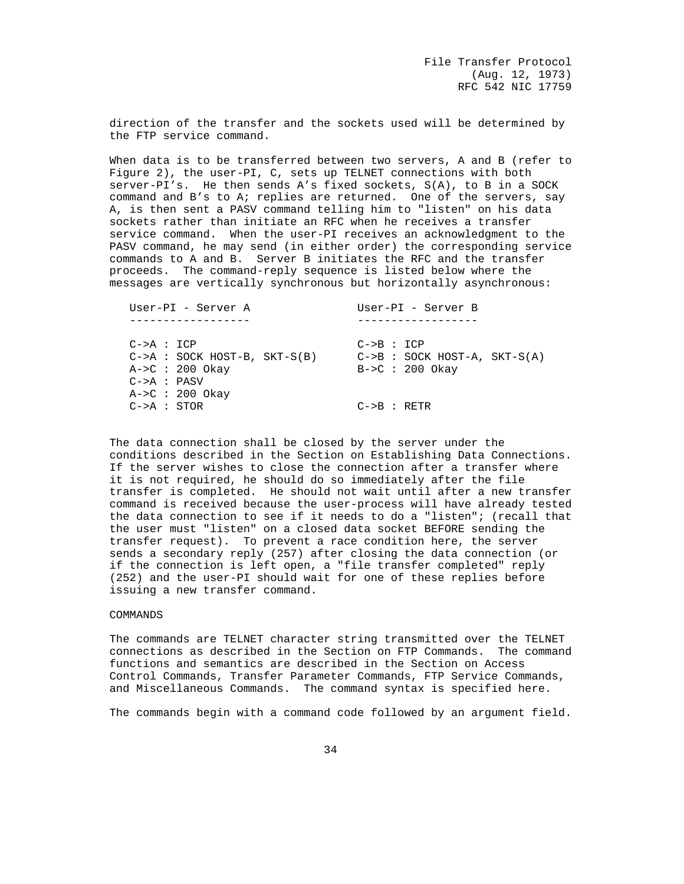direction of the transfer and the sockets used will be determined by the FTP service command.

When data is to be transferred between two servers, A and B (refer to Figure 2), the user-PI, C, sets up TELNET connections with both server-PI's. He then sends A's fixed sockets, S(A), to B in a SOCK command and B's to A; replies are returned. One of the servers, say A, is then sent a PASV command telling him to "listen" on his data sockets rather than initiate an RFC when he receives a transfer service command. When the user-PI receives an acknowledgment to the PASV command, he may send (in either order) the corresponding service commands to A and B. Server B initiates the RFC and the transfer proceeds. The command-reply sequence is listed below where the messages are vertically synchronous but horizontally asynchronous:

```
User-PI - Server A              User-PI - Server B
------------------              ------------------

C->A : ICP                      C->B : ICP
C->A : SOCK HOST-B, SKT-S(B)    C->B : SOCK HOST-A, SKT-S(A)
A->C : 200 Okay                 B->C : 200 Okay
C->A : PASV
A->C : 200 Okay
C->A : STOR                     C->B : RETR
```

The data connection shall be closed by the server under the conditions described in the Section on Establishing Data Connections. If the server wishes to close the connection after a transfer where it is not required, he should do so immediately after the file transfer is completed. He should not wait until after a new transfer command is received because the user-process will have already tested the data connection to see if it needs to do a "listen"; (recall that the user must "listen" on a closed data socket BEFORE sending the transfer request). To prevent a race condition here, the server sends a secondary reply (257) after closing the data connection (or if the connection is left open, a "file transfer completed" reply (252) and the user-PI should wait for one of these replies before issuing a new transfer command.

COMMANDS

The commands are TELNET character string transmitted over the TELNET connections as described in the Section on FTP Commands. The command functions and semantics are described in the Section on Access Control Commands, Transfer Parameter Commands, FTP Service Commands, and Miscellaneous Commands. The command syntax is specified here.

The commands begin with a command code followed by an argument field.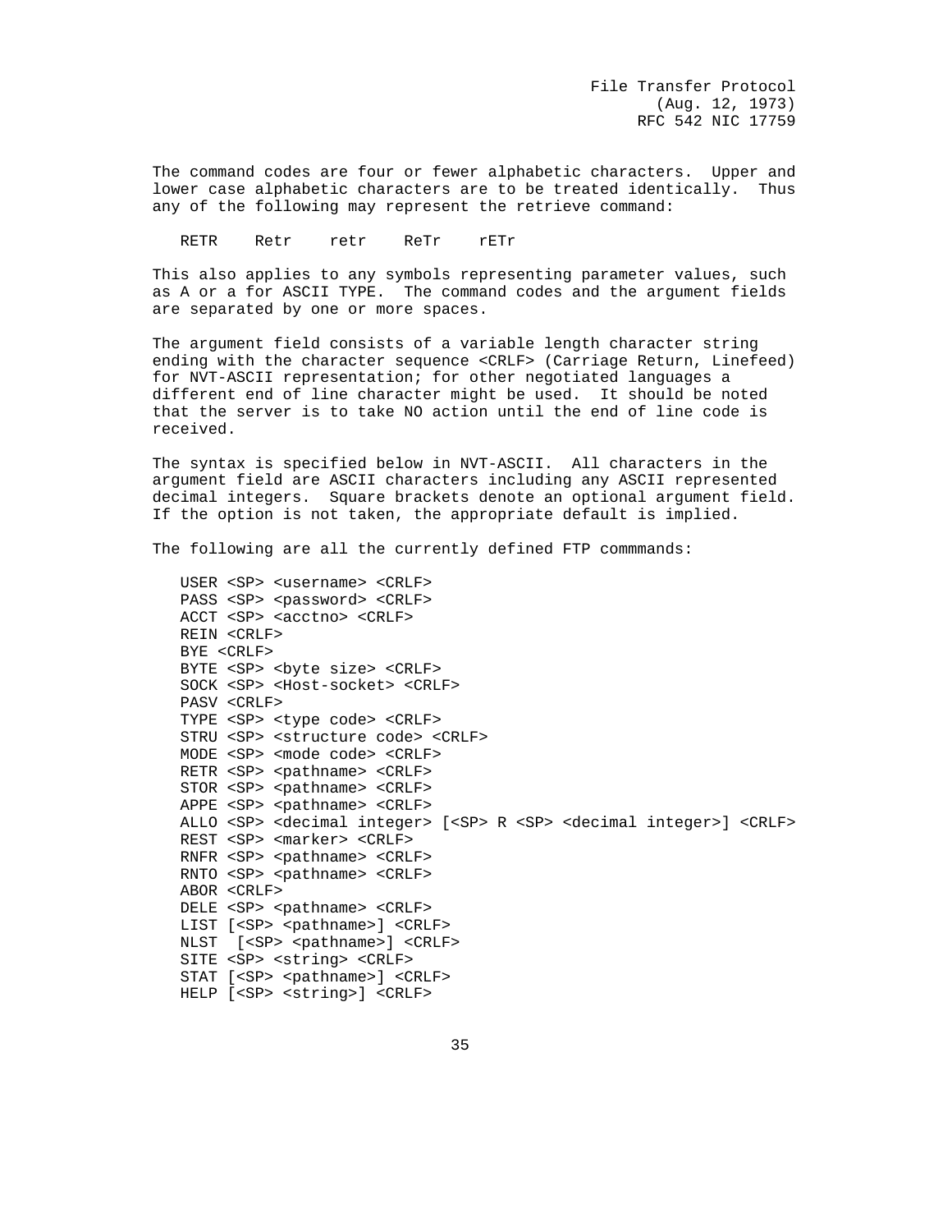The command codes are four or fewer alphabetic characters. Upper and lower case alphabetic characters are to be treated identically. Thus any of the following may represent the retrieve command:

```
RETR    Retr    retr    ReTr    rETr
```

This also applies to any symbols representing parameter values, such as A or a for ASCII TYPE. The command codes and the argument fields are separated by one or more spaces.

The argument field consists of a variable length character string ending with the character sequence <CRLF> (Carriage Return, Linefeed) for NVT-ASCII representation; for other negotiated languages a different end of line character might be used. It should be noted that the server is to take NO action until the end of line code is received.

The syntax is specified below in NVT-ASCII. All characters in the argument field are ASCII characters including any ASCII represented decimal integers. Square brackets denote an optional argument field. If the option is not taken, the appropriate default is implied.

The following are all the currently defined FTP commmands:

```
USER <SP> <username> <CRLF>
PASS <SP> <password> <CRLF>
ACCT <SP> <acctno> <CRLF>
REIN <CRLF>
BYE <CRLF>
BYTE <SP> <byte size> <CRLF>
SOCK <SP> <Host-socket> <CRLF>
PASV <CRLF>
TYPE <SP> <type code> <CRLF>
STRU <SP> <structure code> <CRLF>
MODE <SP> <mode code> <CRLF>
RETR <SP> <pathname> <CRLF>
STOR <SP> <pathname> <CRLF>
APPE <SP> <pathname> <CRLF>
ALLO <SP> <decimal integer> [<SP> R <SP> <decimal integer>] <CRLF>
REST <SP> <marker> <CRLF>
RNFR <SP> <pathname> <CRLF>
RNTO <SP> <pathname> <CRLF>
ABOR <CRLF>
DELE <SP> <pathname> <CRLF>
LIST [<SP> <pathname>] <CRLF>
NLST  [<SP> <pathname>] <CRLF>
SITE <SP> <string> <CRLF>
STAT [<SP> <pathname>] <CRLF>
HELP [<SP> <string>] <CRLF>
```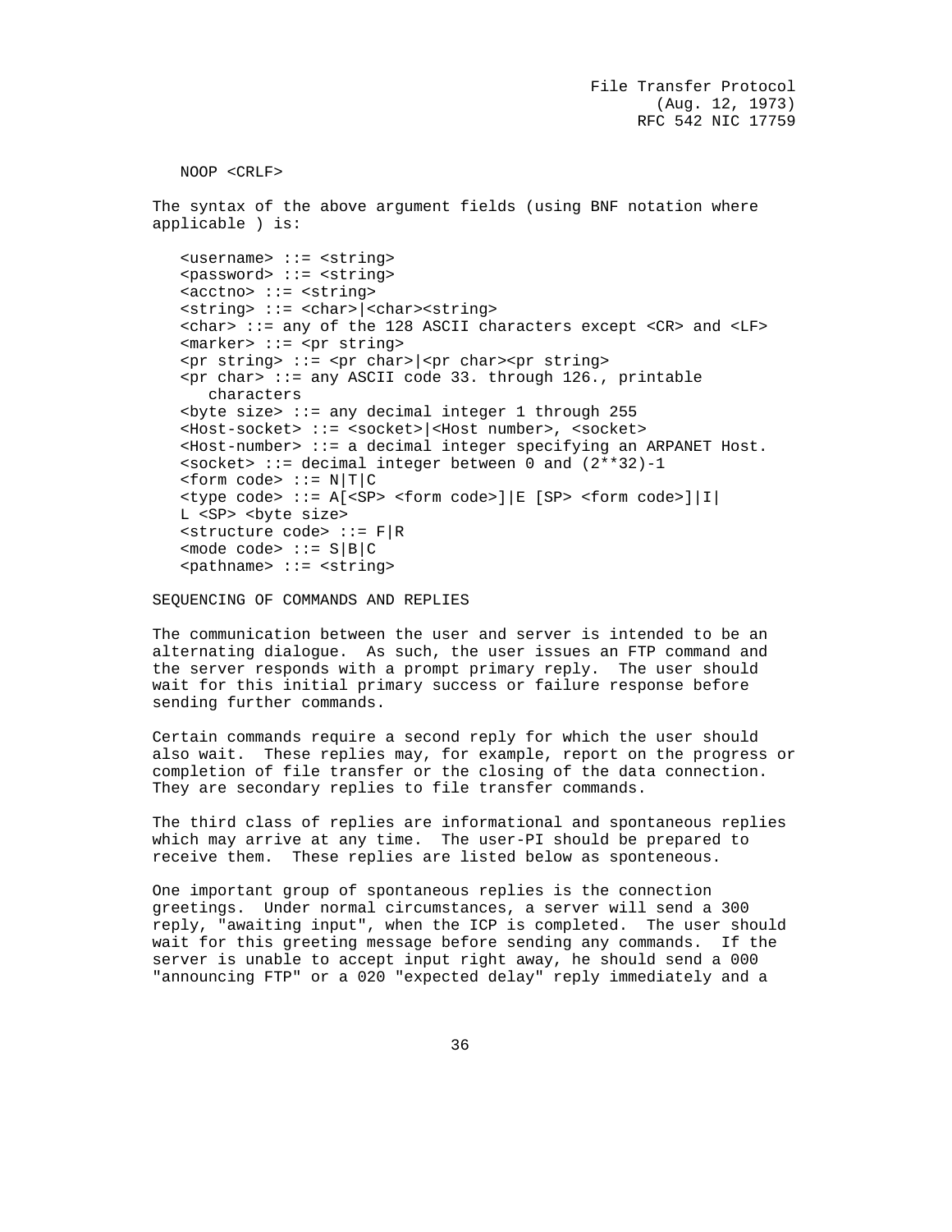```
NOOP <CRLF>
```

The syntax of the above argument fields (using BNF notation where applicable ) is:

```
<username> ::= <string>
<password> ::= <string>
<acctno> ::= <string>
<string> ::= <char>|<char><string>
<char> ::= any of the 128 ASCII characters except <CR> and <LF>
<marker> ::= <pr string>
<pr string> ::= <pr char>|<pr char><pr string>
<pr char> ::= any ASCII code 33. through 126., printable
   characters
<byte size> ::= any decimal integer 1 through 255
<Host-socket> ::= <socket>|<Host number>, <socket>
<Host-number> ::= a decimal integer specifying an ARPANET Host.
<socket> ::= decimal integer between 0 and (2**32)-1
<form code> ::= N|T|C
<type code> ::= A[<SP> <form code>]|E [SP> <form code>]|I|
L <SP> <byte size>
<structure code> ::= F|R
<mode code> ::= S|B|C
<pathname> ::= <string>
```

SEQUENCING OF COMMANDS AND REPLIES

The communication between the user and server is intended to be an alternating dialogue. As such, the user issues an FTP command and the server responds with a prompt primary reply. The user should wait for this initial primary success or failure response before sending further commands.

Certain commands require a second reply for which the user should also wait. These replies may, for example, report on the progress or completion of file transfer or the closing of the data connection. They are secondary replies to file transfer commands.

The third class of replies are informational and spontaneous replies which may arrive at any time. The user-PI should be prepared to receive them. These replies are listed below as sponteneous.

One important group of spontaneous replies is the connection greetings. Under normal circumstances, a server will send a 300 reply, "awaiting input", when the ICP is completed. The user should wait for this greeting message before sending any commands. If the server is unable to accept input right away, he should send a 000 "announcing FTP" or a 020 "expected delay" reply immediately and a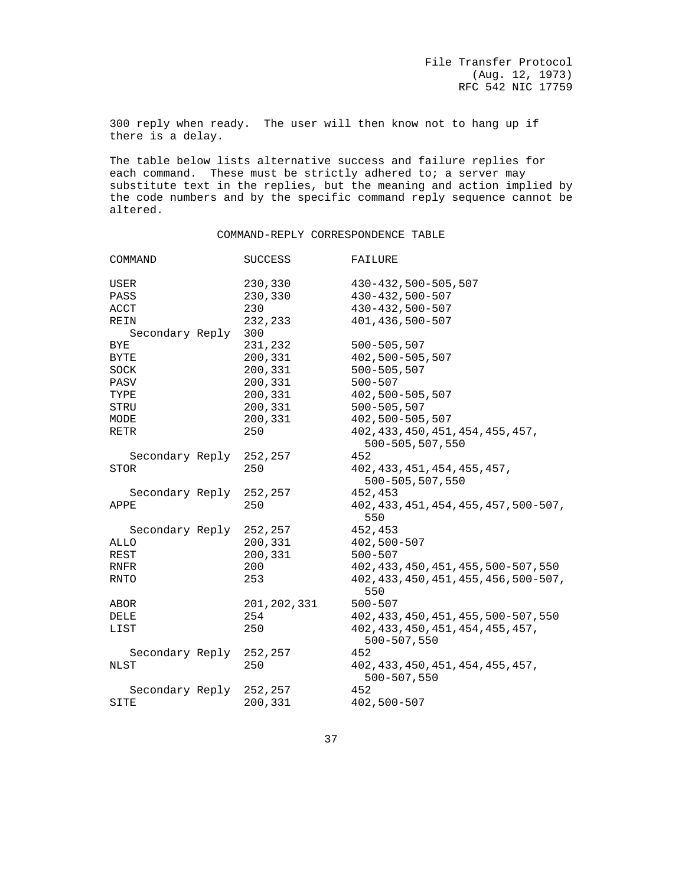300 reply when ready. The user will then know not to hang up if there is a delay.

The table below lists alternative success and failure replies for each command. These must be strictly adhered to; a server may substitute text in the replies, but the meaning and action implied by the code numbers and by the specific command reply sequence cannot be altered.

COMMAND-REPLY CORRESPONDENCE TABLE

| COMMAND | SUCCESS | FAILURE |
|---|---|---|
| USER | 230,330 | 430-432,500-505,507 |
| PASS | 230,330 | 430-432,500-507 |
| ACCT | 230 | 430-432,500-507 |
| REIN | 232,233 | 401,436,500-507 |
| Secondary Reply | 300 | |
| BYE | 231,232 | 500-505,507 |
| BYTE | 200,331 | 402,500-505,507 |
| SOCK | 200,331 | 500-505,507 |
| PASV | 200,331 | 500-507 |
| TYPE | 200,331 | 402,500-505,507 |
| STRU | 200,331 | 500-505,507 |
| MODE | 200,331 | 402,500-505,507 |
| RETR | 250 | 402,433,450,451,454,455,457, 500-505,507,550 |
| Secondary Reply | 252,257 | 452 |
| STOR | 250 | 402,433,451,454,455,457, 500-505,507,550 |
| Secondary Reply | 252,257 | 452,453 |
| APPE | 250 | 402,433,451,454,455,457,500-507, 550 |
| Secondary Reply | 252,257 | 452,453 |
| ALLO | 200,331 | 402,500-507 |
| REST | 200,331 | 500-507 |
| RNFR | 200 | 402,433,450,451,455,500-507,550 |
| RNTO | 253 | 402,433,450,451,455,456,500-507, 550 |
| ABOR | 201,202,331 | 500-507 |
| DELE | 254 | 402,433,450,451,455,500-507,550 |
| LIST | 250 | 402,433,450,451,454,455,457, 500-507,550 |
| Secondary Reply | 252,257 | 452 |
| NLST | 250 | 402,433,450,451,454,455,457, 500-507,550 |
| Secondary Reply | 252,257 | 452 |
| SITE | 200,331 | 402,500-507 |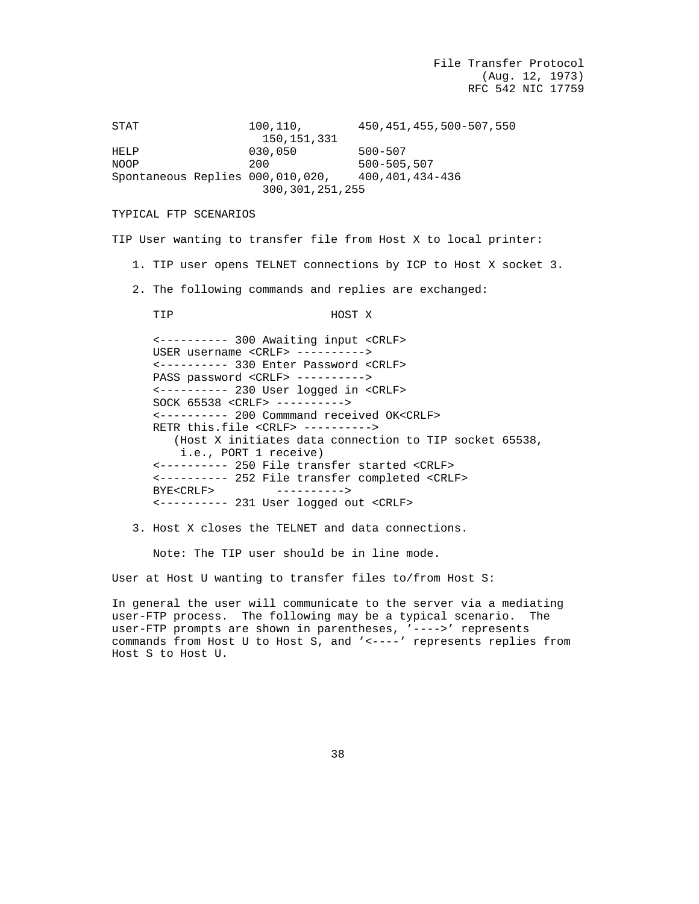```
STAT               100,110,        450,451,455,500-507,550
                     150,151,331
HELP               030,050         500-507
NOOP               200             500-505,507
Spontaneous Replies 000,010,020,    400,401,434-436
                     300,301,251,255
```

TYPICAL FTP SCENARIOS

TIP User wanting to transfer file from Host X to local printer:

1. TIP user opens TELNET connections by ICP to Host X socket 3.

2. The following commands and replies are exchanged:

```
TIP                       HOST X

<---------- 300 Awaiting input <CRLF>
USER username <CRLF> ---------->
<---------- 330 Enter Password <CRLF>
PASS password <CRLF> ---------->
<---------- 230 User logged in <CRLF>
SOCK 65538 <CRLF> ---------->
<---------- 200 Commmand received OK<CRLF>
RETR this.file <CRLF> ---------->
   (Host X initiates data connection to TIP socket 65538,
    i.e., PORT 1 receive)
<---------- 250 File transfer started <CRLF>
<---------- 252 File transfer completed <CRLF>
BYE<CRLF>          ---------->
<---------- 231 User logged out <CRLF>
```

3. Host X closes the TELNET and data connections.

   Note: The TIP user should be in line mode.

User at Host U wanting to transfer files to/from Host S:

In general the user will communicate to the server via a mediating user-FTP process. The following may be a typical scenario. The user-FTP prompts are shown in parentheses, '---->' represents commands from Host U to Host S, and '<----' represents replies from Host S to Host U.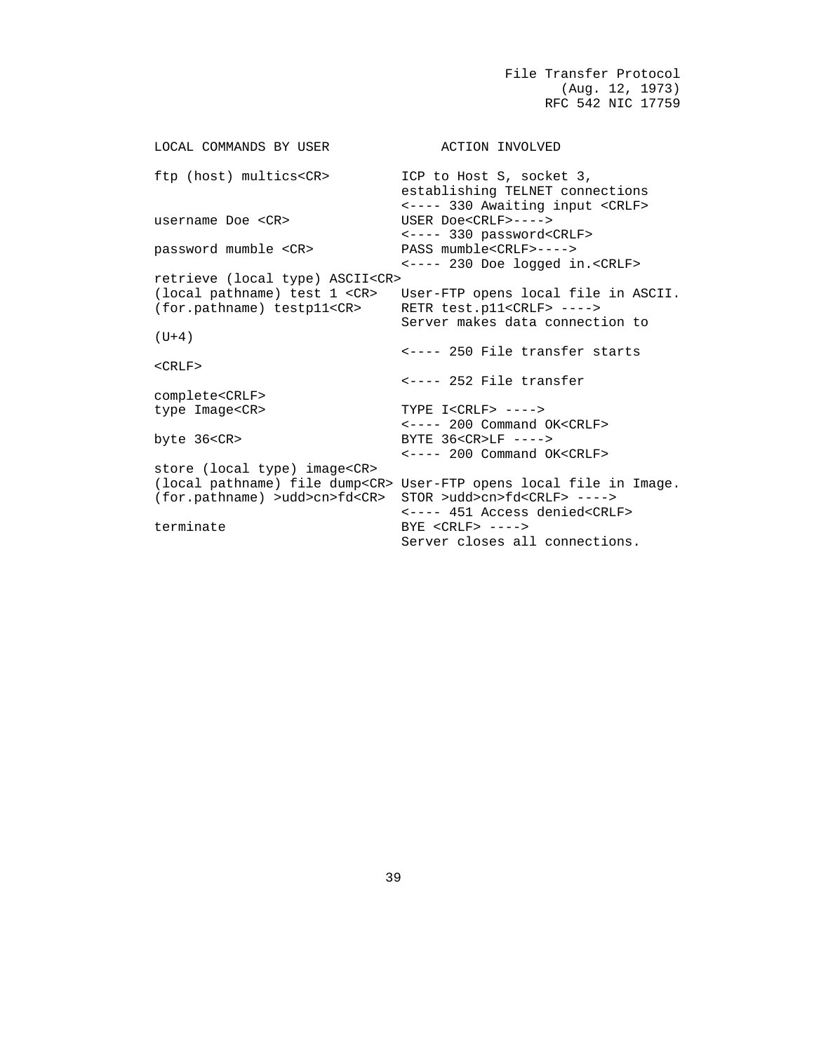```
LOCAL COMMANDS BY USER              ACTION INVOLVED

ftp (host) multics<CR>         ICP to Host S, socket 3,
                               establishing TELNET connections
                               <---- 330 Awaiting input <CRLF>
username Doe <CR>              USER Doe<CRLF>---->
                               <---- 330 password<CRLF>
password mumble <CR>           PASS mumble<CRLF>---->
                               <---- 230 Doe logged in.<CRLF>
retrieve (local type) ASCII<CR>
(local pathname) test 1 <CR>   User-FTP opens local file in ASCII.
(for.pathname) testp11<CR>     RETR test.p11<CRLF> ---->
                               Server makes data connection to
(U+4)
                               <---- 250 File transfer starts
<CRLF>
                               <---- 252 File transfer
complete<CRLF>
type Image<CR>                 TYPE I<CRLF> ---->
                               <---- 200 Command OK<CRLF>
byte 36<CR>                    BYTE 36<CR>LF ---->
                               <---- 200 Command OK<CRLF>
store (local type) image<CR>
(local pathname) file dump<CR> User-FTP opens local file in Image.
(for.pathname) >udd>cn>fd<CR>  STOR >udd>cn>fd<CRLF> ---->
                               <---- 451 Access denied<CRLF>
terminate                      BYE <CRLF> ---->
                               Server closes all connections.
```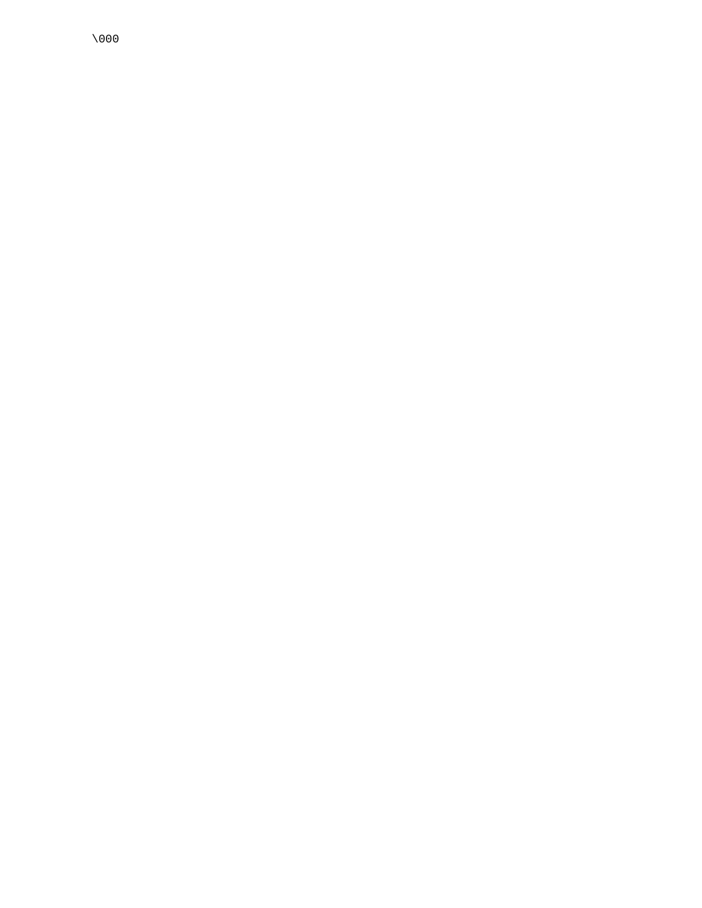\000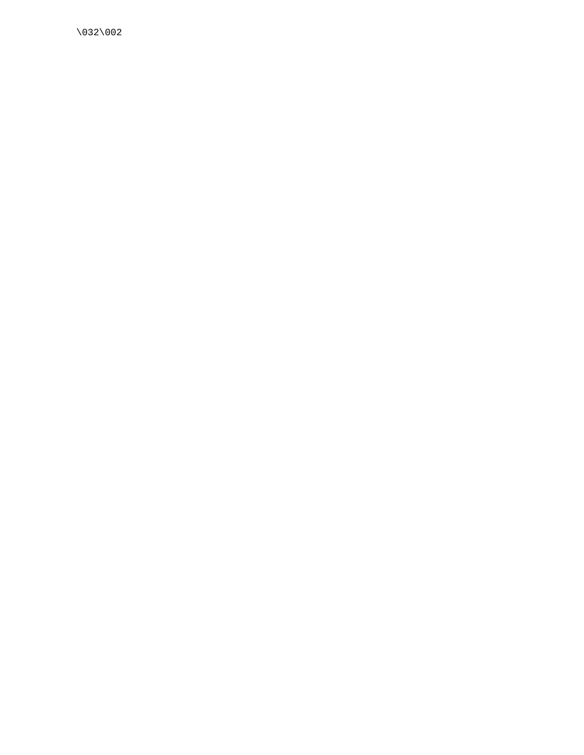\032\002